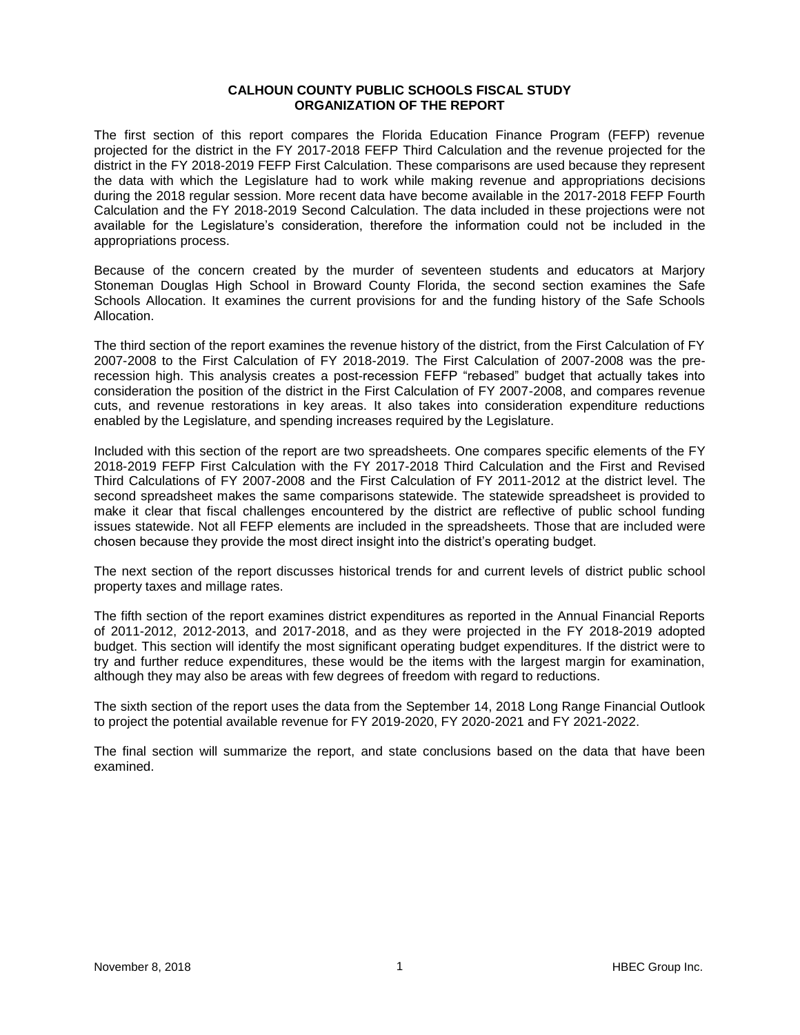# CALHOUN COUNTY PUBLIC SCHOOLS FISCAL STUDY
## ORGANIZATION OF THE REPORT

The first section of this report compares the Florida Education Finance Program (FEFP) revenue projected for the district in the FY 2017-2018 FEFP Third Calculation and the revenue projected for the district in the FY 2018-2019 FEFP First Calculation. These comparisons are used because they represent the data with which the Legislature had to work while making revenue and appropriations decisions during the 2018 regular session. More recent data have become available in the 2017-2018 FEFP Fourth Calculation and the FY 2018-2019 Second Calculation. The data included in these projections were not available for the Legislature's consideration, therefore the information could not be included in the appropriations process.

Because of the concern created by the murder of seventeen students and educators at Marjory Stoneman Douglas High School in Broward County Florida, the second section examines the Safe Schools Allocation. It examines the current provisions for and the funding history of the Safe Schools Allocation.

The third section of the report examines the revenue history of the district, from the First Calculation of FY 2007-2008 to the First Calculation of FY 2018-2019. The First Calculation of 2007-2008 was the pre-recession high. This analysis creates a post-recession FEFP "rebased" budget that actually takes into consideration the position of the district in the First Calculation of FY 2007-2008, and compares revenue cuts, and revenue restorations in key areas. It also takes into consideration expenditure reductions enabled by the Legislature, and spending increases required by the Legislature.

Included with this section of the report are two spreadsheets. One compares specific elements of the FY 2018-2019 FEFP First Calculation with the FY 2017-2018 Third Calculation and the First and Revised Third Calculations of FY 2007-2008 and the First Calculation of FY 2011-2012 at the district level. The second spreadsheet makes the same comparisons statewide. The statewide spreadsheet is provided to make it clear that fiscal challenges encountered by the district are reflective of public school funding issues statewide. Not all FEFP elements are included in the spreadsheets. Those that are included were chosen because they provide the most direct insight into the district's operating budget.

The next section of the report discusses historical trends for and current levels of district public school property taxes and millage rates.

The fifth section of the report examines district expenditures as reported in the Annual Financial Reports of 2011-2012, 2012-2013, and 2017-2018, and as they were projected in the FY 2018-2019 adopted budget. This section will identify the most significant operating budget expenditures. If the district were to try and further reduce expenditures, these would be the items with the largest margin for examination, although they may also be areas with few degrees of freedom with regard to reductions.

The sixth section of the report uses the data from the September 14, 2018 Long Range Financial Outlook to project the potential available revenue for FY 2019-2020, FY 2020-2021 and FY 2021-2022.

The final section will summarize the report, and state conclusions based on the data that have been examined.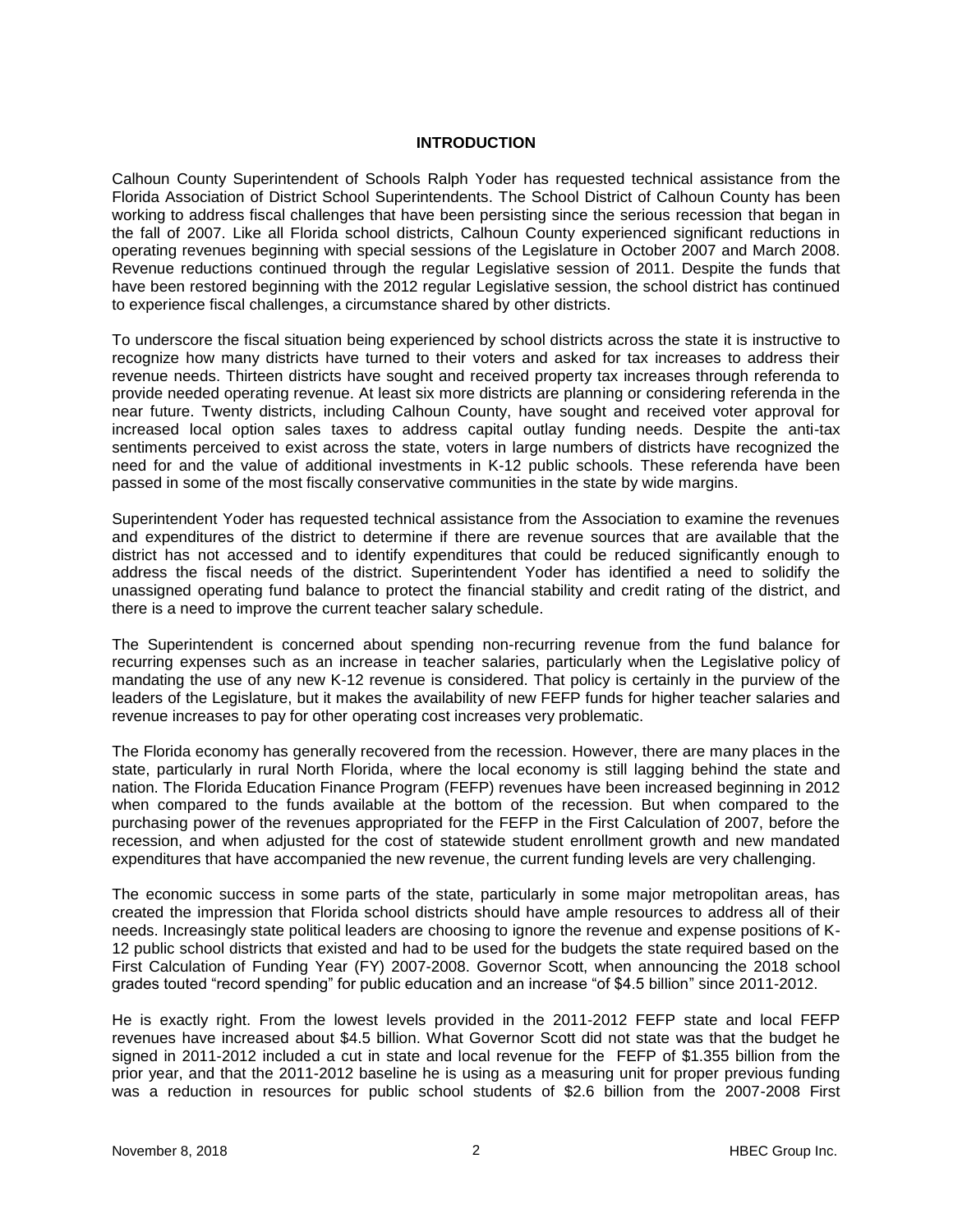## INTRODUCTION

Calhoun County Superintendent of Schools Ralph Yoder has requested technical assistance from the Florida Association of District School Superintendents. The School District of Calhoun County has been working to address fiscal challenges that have been persisting since the serious recession that began in the fall of 2007. Like all Florida school districts, Calhoun County experienced significant reductions in operating revenues beginning with special sessions of the Legislature in October 2007 and March 2008. Revenue reductions continued through the regular Legislative session of 2011. Despite the funds that have been restored beginning with the 2012 regular Legislative session, the school district has continued to experience fiscal challenges, a circumstance shared by other districts.

To underscore the fiscal situation being experienced by school districts across the state it is instructive to recognize how many districts have turned to their voters and asked for tax increases to address their revenue needs. Thirteen districts have sought and received property tax increases through referenda to provide needed operating revenue. At least six more districts are planning or considering referenda in the near future. Twenty districts, including Calhoun County, have sought and received voter approval for increased local option sales taxes to address capital outlay funding needs. Despite the anti-tax sentiments perceived to exist across the state, voters in large numbers of districts have recognized the need for and the value of additional investments in K-12 public schools. These referenda have been passed in some of the most fiscally conservative communities in the state by wide margins.

Superintendent Yoder has requested technical assistance from the Association to examine the revenues and expenditures of the district to determine if there are revenue sources that are available that the district has not accessed and to identify expenditures that could be reduced significantly enough to address the fiscal needs of the district. Superintendent Yoder has identified a need to solidify the unassigned operating fund balance to protect the financial stability and credit rating of the district, and there is a need to improve the current teacher salary schedule.

The Superintendent is concerned about spending non-recurring revenue from the fund balance for recurring expenses such as an increase in teacher salaries, particularly when the Legislative policy of mandating the use of any new K-12 revenue is considered. That policy is certainly in the purview of the leaders of the Legislature, but it makes the availability of new FEFP funds for higher teacher salaries and revenue increases to pay for other operating cost increases very problematic.

The Florida economy has generally recovered from the recession. However, there are many places in the state, particularly in rural North Florida, where the local economy is still lagging behind the state and nation. The Florida Education Finance Program (FEFP) revenues have been increased beginning in 2012 when compared to the funds available at the bottom of the recession. But when compared to the purchasing power of the revenues appropriated for the FEFP in the First Calculation of 2007, before the recession, and when adjusted for the cost of statewide student enrollment growth and new mandated expenditures that have accompanied the new revenue, the current funding levels are very challenging.

The economic success in some parts of the state, particularly in some major metropolitan areas, has created the impression that Florida school districts should have ample resources to address all of their needs. Increasingly state political leaders are choosing to ignore the revenue and expense positions of K-12 public school districts that existed and had to be used for the budgets the state required based on the First Calculation of Funding Year (FY) 2007-2008. Governor Scott, when announcing the 2018 school grades touted "record spending" for public education and an increase "of $4.5 billion" since 2011-2012.

He is exactly right. From the lowest levels provided in the 2011-2012 FEFP state and local FEFP revenues have increased about $4.5 billion. What Governor Scott did not state was that the budget he signed in 2011-2012 included a cut in state and local revenue for the FEFP of $1.355 billion from the prior year, and that the 2011-2012 baseline he is using as a measuring unit for proper previous funding was a reduction in resources for public school students of $2.6 billion from the 2007-2008 First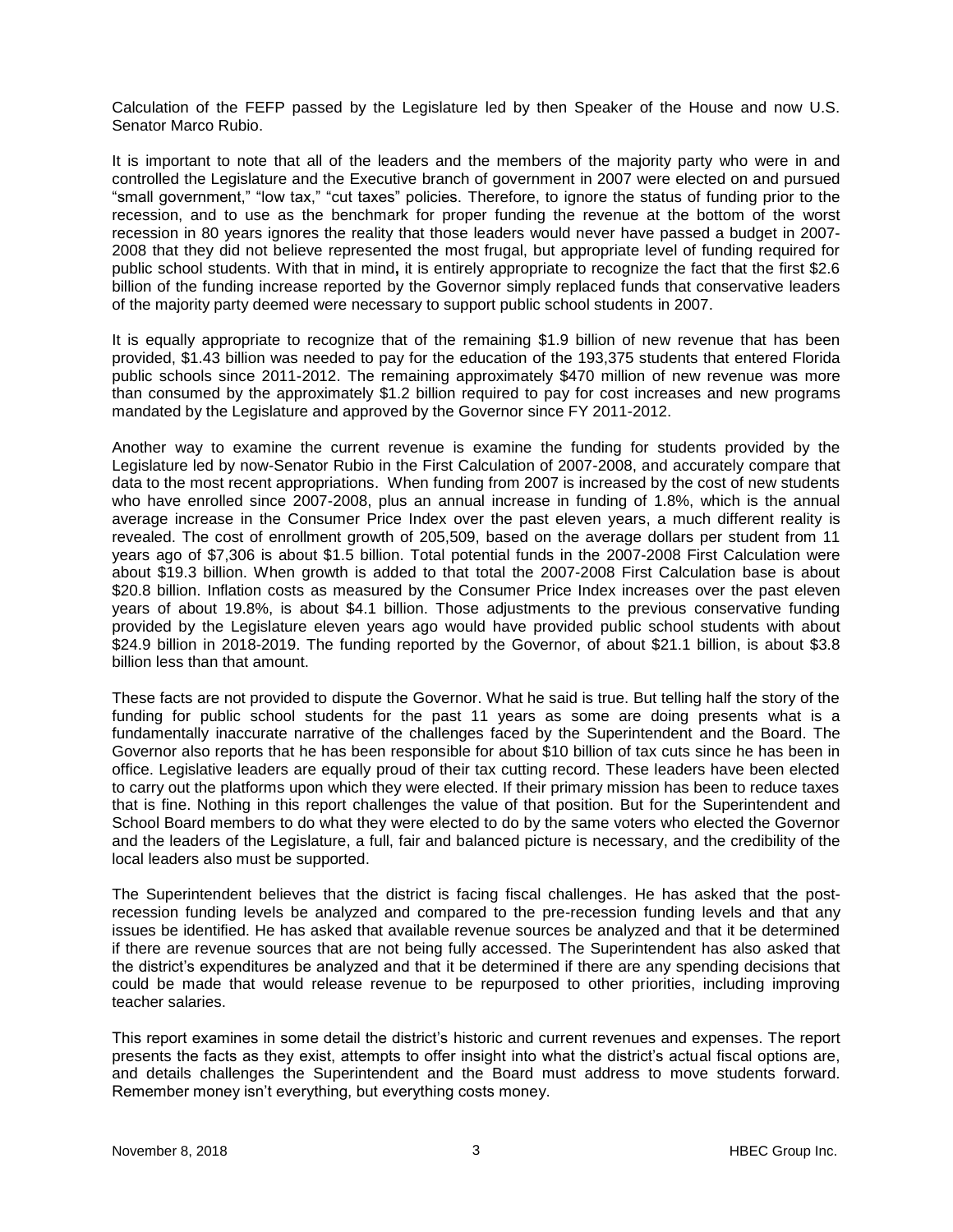Calculation of the FEFP passed by the Legislature led by then Speaker of the House and now U.S. Senator Marco Rubio.

It is important to note that all of the leaders and the members of the majority party who were in and controlled the Legislature and the Executive branch of government in 2007 were elected on and pursued "small government," "low tax," "cut taxes" policies. Therefore, to ignore the status of funding prior to the recession, and to use as the benchmark for proper funding the revenue at the bottom of the worst recession in 80 years ignores the reality that those leaders would never have passed a budget in 2007-2008 that they did not believe represented the most frugal, but appropriate level of funding required for public school students. With that in mind**,** it is entirely appropriate to recognize the fact that the first $2.6 billion of the funding increase reported by the Governor simply replaced funds that conservative leaders of the majority party deemed were necessary to support public school students in 2007.

It is equally appropriate to recognize that of the remaining $1.9 billion of new revenue that has been provided, $1.43 billion was needed to pay for the education of the 193,375 students that entered Florida public schools since 2011-2012. The remaining approximately $470 million of new revenue was more than consumed by the approximately $1.2 billion required to pay for cost increases and new programs mandated by the Legislature and approved by the Governor since FY 2011-2012.

Another way to examine the current revenue is examine the funding for students provided by the Legislature led by now-Senator Rubio in the First Calculation of 2007-2008, and accurately compare that data to the most recent appropriations. When funding from 2007 is increased by the cost of new students who have enrolled since 2007-2008, plus an annual increase in funding of 1.8%, which is the annual average increase in the Consumer Price Index over the past eleven years, a much different reality is revealed. The cost of enrollment growth of 205,509, based on the average dollars per student from 11 years ago of $7,306 is about $1.5 billion. Total potential funds in the 2007-2008 First Calculation were about $19.3 billion. When growth is added to that total the 2007-2008 First Calculation base is about $20.8 billion. Inflation costs as measured by the Consumer Price Index increases over the past eleven years of about 19.8%, is about $4.1 billion. Those adjustments to the previous conservative funding provided by the Legislature eleven years ago would have provided public school students with about $24.9 billion in 2018-2019. The funding reported by the Governor, of about $21.1 billion, is about $3.8 billion less than that amount.

These facts are not provided to dispute the Governor. What he said is true. But telling half the story of the funding for public school students for the past 11 years as some are doing presents what is a fundamentally inaccurate narrative of the challenges faced by the Superintendent and the Board. The Governor also reports that he has been responsible for about $10 billion of tax cuts since he has been in office. Legislative leaders are equally proud of their tax cutting record. These leaders have been elected to carry out the platforms upon which they were elected. If their primary mission has been to reduce taxes that is fine. Nothing in this report challenges the value of that position. But for the Superintendent and School Board members to do what they were elected to do by the same voters who elected the Governor and the leaders of the Legislature, a full, fair and balanced picture is necessary, and the credibility of the local leaders also must be supported.

The Superintendent believes that the district is facing fiscal challenges. He has asked that the post-recession funding levels be analyzed and compared to the pre-recession funding levels and that any issues be identified. He has asked that available revenue sources be analyzed and that it be determined if there are revenue sources that are not being fully accessed. The Superintendent has also asked that the district's expenditures be analyzed and that it be determined if there are any spending decisions that could be made that would release revenue to be repurposed to other priorities, including improving teacher salaries.

This report examines in some detail the district's historic and current revenues and expenses. The report presents the facts as they exist, attempts to offer insight into what the district's actual fiscal options are, and details challenges the Superintendent and the Board must address to move students forward. Remember money isn't everything, but everything costs money.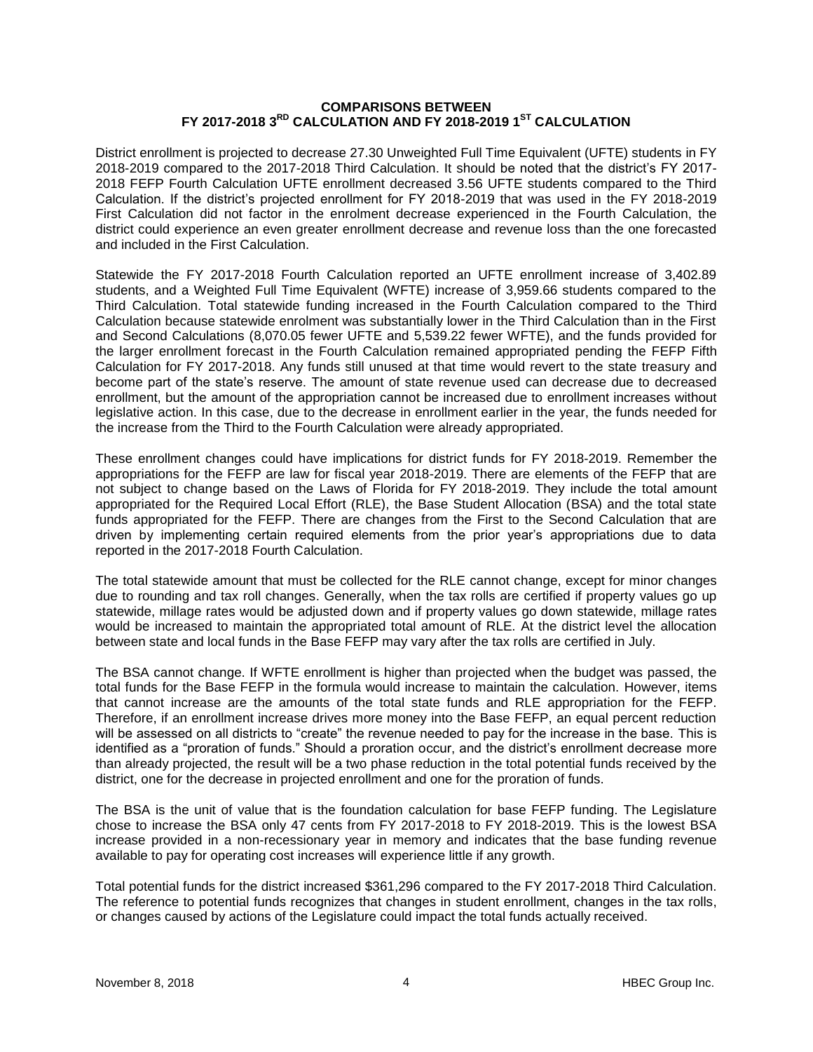## COMPARISONS BETWEEN FY 2017-2018 3RD CALCULATION AND FY 2018-2019 1ST CALCULATION

District enrollment is projected to decrease 27.30 Unweighted Full Time Equivalent (UFTE) students in FY 2018-2019 compared to the 2017-2018 Third Calculation. It should be noted that the district's FY 2017-2018 FEFP Fourth Calculation UFTE enrollment decreased 3.56 UFTE students compared to the Third Calculation. If the district's projected enrollment for FY 2018-2019 that was used in the FY 2018-2019 First Calculation did not factor in the enrolment decrease experienced in the Fourth Calculation, the district could experience an even greater enrollment decrease and revenue loss than the one forecasted and included in the First Calculation.

Statewide the FY 2017-2018 Fourth Calculation reported an UFTE enrollment increase of 3,402.89 students, and a Weighted Full Time Equivalent (WFTE) increase of 3,959.66 students compared to the Third Calculation. Total statewide funding increased in the Fourth Calculation compared to the Third Calculation because statewide enrolment was substantially lower in the Third Calculation than in the First and Second Calculations (8,070.05 fewer UFTE and 5,539.22 fewer WFTE), and the funds provided for the larger enrollment forecast in the Fourth Calculation remained appropriated pending the FEFP Fifth Calculation for FY 2017-2018. Any funds still unused at that time would revert to the state treasury and become part of the state's reserve. The amount of state revenue used can decrease due to decreased enrollment, but the amount of the appropriation cannot be increased due to enrollment increases without legislative action. In this case, due to the decrease in enrollment earlier in the year, the funds needed for the increase from the Third to the Fourth Calculation were already appropriated.

These enrollment changes could have implications for district funds for FY 2018-2019. Remember the appropriations for the FEFP are law for fiscal year 2018-2019. There are elements of the FEFP that are not subject to change based on the Laws of Florida for FY 2018-2019. They include the total amount appropriated for the Required Local Effort (RLE), the Base Student Allocation (BSA) and the total state funds appropriated for the FEFP. There are changes from the First to the Second Calculation that are driven by implementing certain required elements from the prior year's appropriations due to data reported in the 2017-2018 Fourth Calculation.

The total statewide amount that must be collected for the RLE cannot change, except for minor changes due to rounding and tax roll changes. Generally, when the tax rolls are certified if property values go up statewide, millage rates would be adjusted down and if property values go down statewide, millage rates would be increased to maintain the appropriated total amount of RLE. At the district level the allocation between state and local funds in the Base FEFP may vary after the tax rolls are certified in July.

The BSA cannot change. If WFTE enrollment is higher than projected when the budget was passed, the total funds for the Base FEFP in the formula would increase to maintain the calculation. However, items that cannot increase are the amounts of the total state funds and RLE appropriation for the FEFP. Therefore, if an enrollment increase drives more money into the Base FEFP, an equal percent reduction will be assessed on all districts to "create" the revenue needed to pay for the increase in the base. This is identified as a "proration of funds." Should a proration occur, and the district's enrollment decrease more than already projected, the result will be a two phase reduction in the total potential funds received by the district, one for the decrease in projected enrollment and one for the proration of funds.

The BSA is the unit of value that is the foundation calculation for base FEFP funding. The Legislature chose to increase the BSA only 47 cents from FY 2017-2018 to FY 2018-2019. This is the lowest BSA increase provided in a non-recessionary year in memory and indicates that the base funding revenue available to pay for operating cost increases will experience little if any growth.

Total potential funds for the district increased $361,296 compared to the FY 2017-2018 Third Calculation. The reference to potential funds recognizes that changes in student enrollment, changes in the tax rolls, or changes caused by actions of the Legislature could impact the total funds actually received.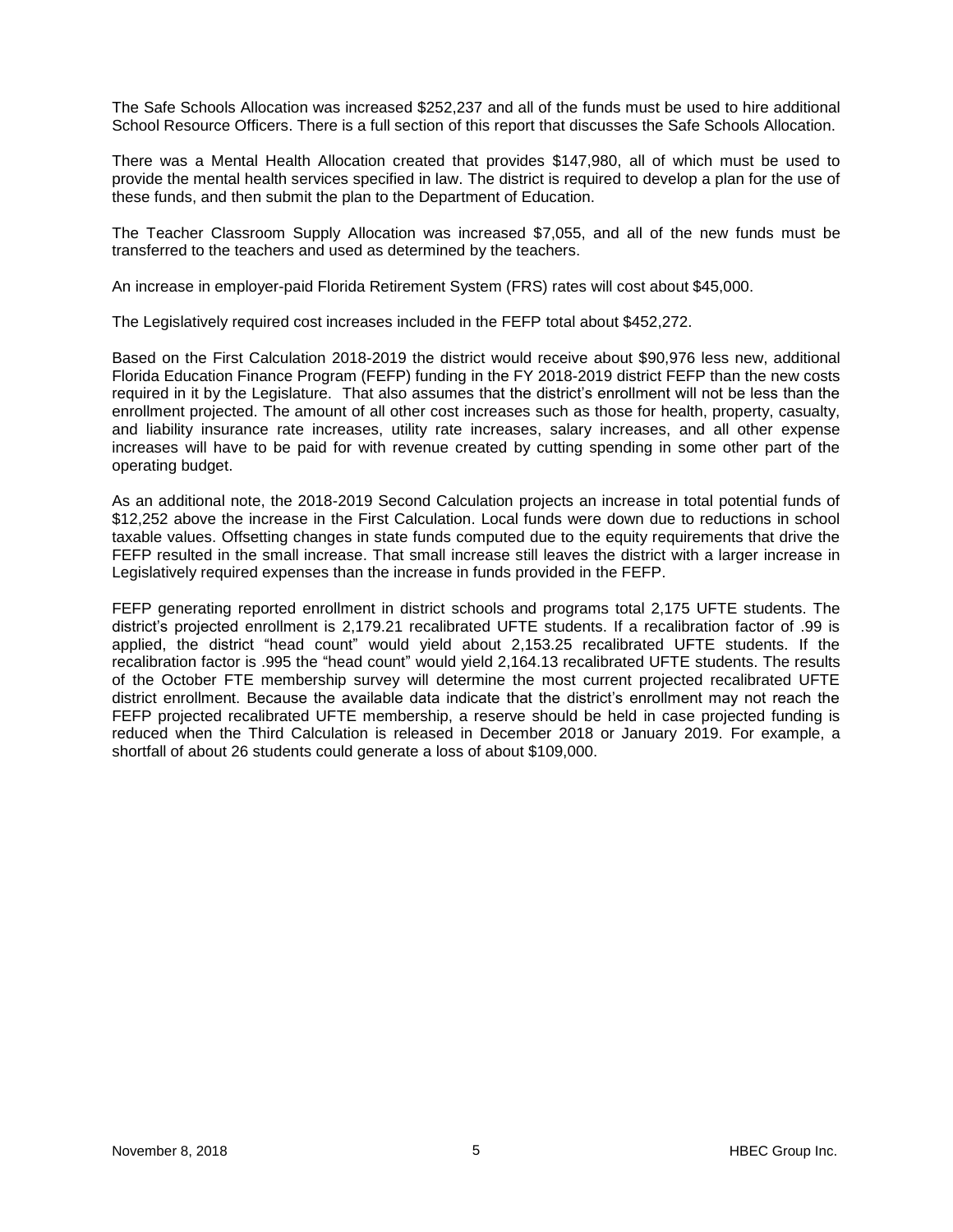The Safe Schools Allocation was increased $252,237 and all of the funds must be used to hire additional School Resource Officers. There is a full section of this report that discusses the Safe Schools Allocation.

There was a Mental Health Allocation created that provides $147,980, all of which must be used to provide the mental health services specified in law. The district is required to develop a plan for the use of these funds, and then submit the plan to the Department of Education.

The Teacher Classroom Supply Allocation was increased $7,055, and all of the new funds must be transferred to the teachers and used as determined by the teachers.

An increase in employer-paid Florida Retirement System (FRS) rates will cost about $45,000.

The Legislatively required cost increases included in the FEFP total about $452,272.

Based on the First Calculation 2018-2019 the district would receive about $90,976 less new, additional Florida Education Finance Program (FEFP) funding in the FY 2018-2019 district FEFP than the new costs required in it by the Legislature. That also assumes that the district's enrollment will not be less than the enrollment projected. The amount of all other cost increases such as those for health, property, casualty, and liability insurance rate increases, utility rate increases, salary increases, and all other expense increases will have to be paid for with revenue created by cutting spending in some other part of the operating budget.

As an additional note, the 2018-2019 Second Calculation projects an increase in total potential funds of $12,252 above the increase in the First Calculation. Local funds were down due to reductions in school taxable values. Offsetting changes in state funds computed due to the equity requirements that drive the FEFP resulted in the small increase. That small increase still leaves the district with a larger increase in Legislatively required expenses than the increase in funds provided in the FEFP.

FEFP generating reported enrollment in district schools and programs total 2,175 UFTE students. The district's projected enrollment is 2,179.21 recalibrated UFTE students. If a recalibration factor of .99 is applied, the district "head count" would yield about 2,153.25 recalibrated UFTE students. If the recalibration factor is .995 the "head count" would yield 2,164.13 recalibrated UFTE students. The results of the October FTE membership survey will determine the most current projected recalibrated UFTE district enrollment. Because the available data indicate that the district's enrollment may not reach the FEFP projected recalibrated UFTE membership, a reserve should be held in case projected funding is reduced when the Third Calculation is released in December 2018 or January 2019. For example, a shortfall of about 26 students could generate a loss of about $109,000.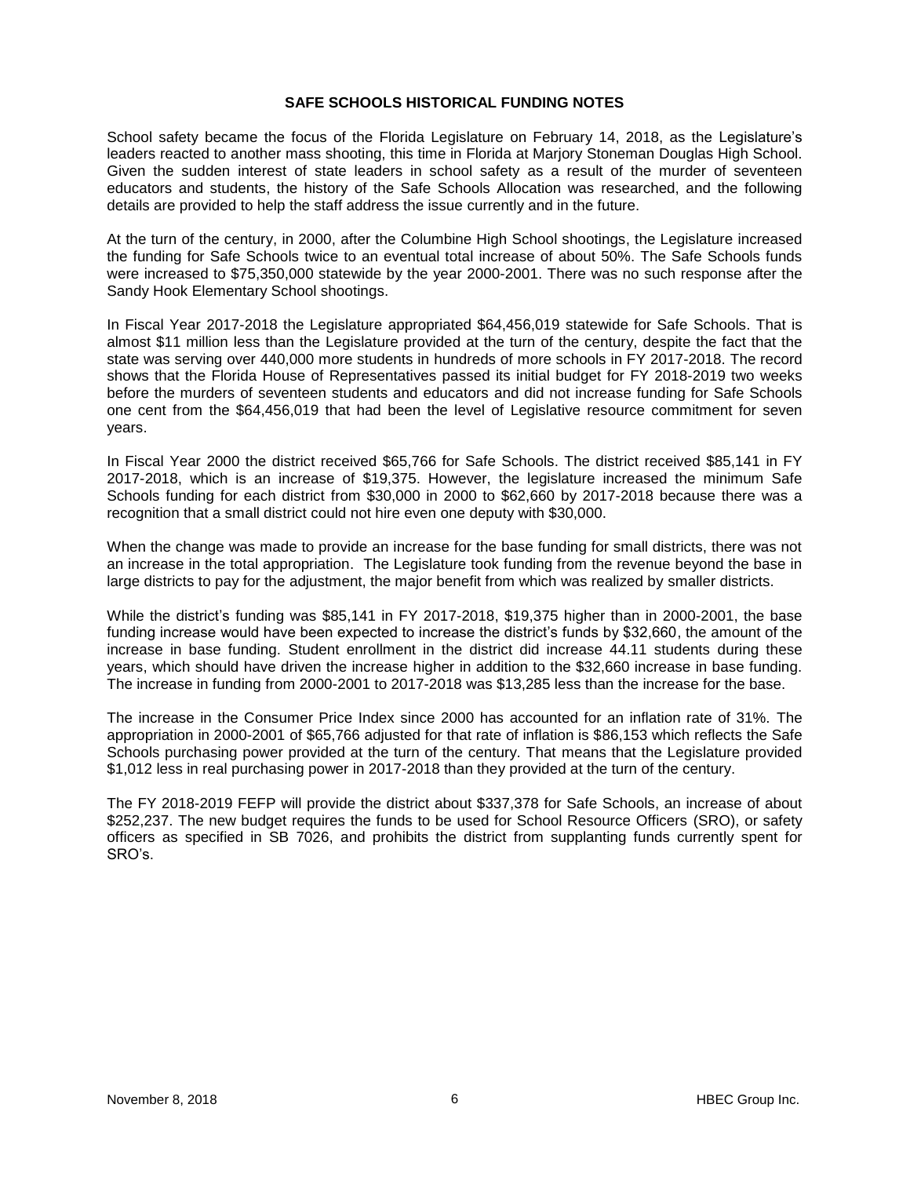## SAFE SCHOOLS HISTORICAL FUNDING NOTES

School safety became the focus of the Florida Legislature on February 14, 2018, as the Legislature's leaders reacted to another mass shooting, this time in Florida at Marjory Stoneman Douglas High School. Given the sudden interest of state leaders in school safety as a result of the murder of seventeen educators and students, the history of the Safe Schools Allocation was researched, and the following details are provided to help the staff address the issue currently and in the future.

At the turn of the century, in 2000, after the Columbine High School shootings, the Legislature increased the funding for Safe Schools twice to an eventual total increase of about 50%. The Safe Schools funds were increased to $75,350,000 statewide by the year 2000-2001. There was no such response after the Sandy Hook Elementary School shootings.

In Fiscal Year 2017-2018 the Legislature appropriated $64,456,019 statewide for Safe Schools. That is almost $11 million less than the Legislature provided at the turn of the century, despite the fact that the state was serving over 440,000 more students in hundreds of more schools in FY 2017-2018. The record shows that the Florida House of Representatives passed its initial budget for FY 2018-2019 two weeks before the murders of seventeen students and educators and did not increase funding for Safe Schools one cent from the $64,456,019 that had been the level of Legislative resource commitment for seven years.

In Fiscal Year 2000 the district received $65,766 for Safe Schools. The district received $85,141 in FY 2017-2018, which is an increase of $19,375. However, the legislature increased the minimum Safe Schools funding for each district from $30,000 in 2000 to $62,660 by 2017-2018 because there was a recognition that a small district could not hire even one deputy with $30,000.

When the change was made to provide an increase for the base funding for small districts, there was not an increase in the total appropriation. The Legislature took funding from the revenue beyond the base in large districts to pay for the adjustment, the major benefit from which was realized by smaller districts.

While the district's funding was $85,141 in FY 2017-2018, $19,375 higher than in 2000-2001, the base funding increase would have been expected to increase the district's funds by $32,660, the amount of the increase in base funding. Student enrollment in the district did increase 44.11 students during these years, which should have driven the increase higher in addition to the $32,660 increase in base funding. The increase in funding from 2000-2001 to 2017-2018 was $13,285 less than the increase for the base.

The increase in the Consumer Price Index since 2000 has accounted for an inflation rate of 31%. The appropriation in 2000-2001 of $65,766 adjusted for that rate of inflation is $86,153 which reflects the Safe Schools purchasing power provided at the turn of the century. That means that the Legislature provided $1,012 less in real purchasing power in 2017-2018 than they provided at the turn of the century.

The FY 2018-2019 FEFP will provide the district about $337,378 for Safe Schools, an increase of about $252,237. The new budget requires the funds to be used for School Resource Officers (SRO), or safety officers as specified in SB 7026, and prohibits the district from supplanting funds currently spent for SRO's.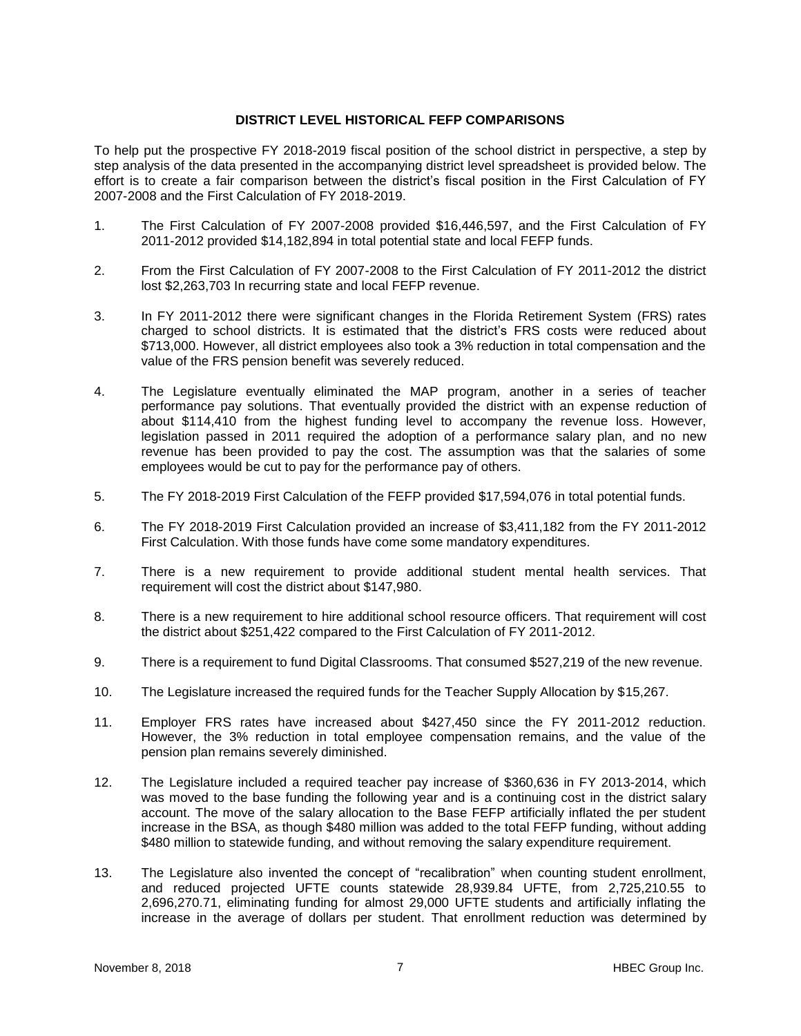## DISTRICT LEVEL HISTORICAL FEFP COMPARISONS

To help put the prospective FY 2018-2019 fiscal position of the school district in perspective, a step by step analysis of the data presented in the accompanying district level spreadsheet is provided below. The effort is to create a fair comparison between the district's fiscal position in the First Calculation of FY 2007-2008 and the First Calculation of FY 2018-2019.

1. The First Calculation of FY 2007-2008 provided $16,446,597, and the First Calculation of FY 2011-2012 provided $14,182,894 in total potential state and local FEFP funds.

2. From the First Calculation of FY 2007-2008 to the First Calculation of FY 2011-2012 the district lost $2,263,703 In recurring state and local FEFP revenue.

3. In FY 2011-2012 there were significant changes in the Florida Retirement System (FRS) rates charged to school districts. It is estimated that the district's FRS costs were reduced about $713,000. However, all district employees also took a 3% reduction in total compensation and the value of the FRS pension benefit was severely reduced.

4. The Legislature eventually eliminated the MAP program, another in a series of teacher performance pay solutions. That eventually provided the district with an expense reduction of about $114,410 from the highest funding level to accompany the revenue loss. However, legislation passed in 2011 required the adoption of a performance salary plan, and no new revenue has been provided to pay the cost. The assumption was that the salaries of some employees would be cut to pay for the performance pay of others.

5. The FY 2018-2019 First Calculation of the FEFP provided $17,594,076 in total potential funds.

6. The FY 2018-2019 First Calculation provided an increase of $3,411,182 from the FY 2011-2012 First Calculation. With those funds have come some mandatory expenditures.

7. There is a new requirement to provide additional student mental health services. That requirement will cost the district about $147,980.

8. There is a new requirement to hire additional school resource officers. That requirement will cost the district about $251,422 compared to the First Calculation of FY 2011-2012.

9. There is a requirement to fund Digital Classrooms. That consumed $527,219 of the new revenue.

10. The Legislature increased the required funds for the Teacher Supply Allocation by $15,267.

11. Employer FRS rates have increased about $427,450 since the FY 2011-2012 reduction. However, the 3% reduction in total employee compensation remains, and the value of the pension plan remains severely diminished.

12. The Legislature included a required teacher pay increase of $360,636 in FY 2013-2014, which was moved to the base funding the following year and is a continuing cost in the district salary account. The move of the salary allocation to the Base FEFP artificially inflated the per student increase in the BSA, as though $480 million was added to the total FEFP funding, without adding $480 million to statewide funding, and without removing the salary expenditure requirement.

13. The Legislature also invented the concept of "recalibration" when counting student enrollment, and reduced projected UFTE counts statewide 28,939.84 UFTE, from 2,725,210.55 to 2,696,270.71, eliminating funding for almost 29,000 UFTE students and artificially inflating the increase in the average of dollars per student. That enrollment reduction was determined by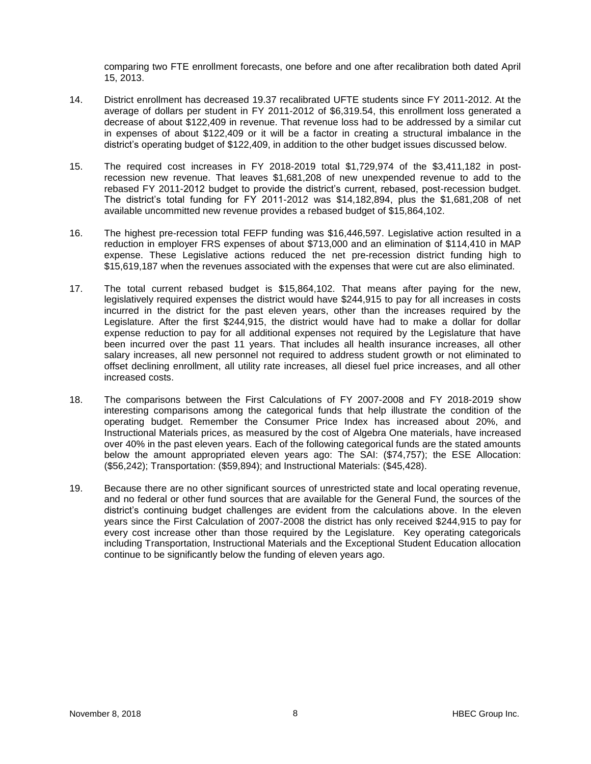comparing two FTE enrollment forecasts, one before and one after recalibration both dated April 15, 2013.

14. District enrollment has decreased 19.37 recalibrated UFTE students since FY 2011-2012. At the average of dollars per student in FY 2011-2012 of $6,319.54, this enrollment loss generated a decrease of about $122,409 in revenue. That revenue loss had to be addressed by a similar cut in expenses of about $122,409 or it will be a factor in creating a structural imbalance in the district's operating budget of $122,409, in addition to the other budget issues discussed below.

15. The required cost increases in FY 2018-2019 total $1,729,974 of the $3,411,182 in post-recession new revenue. That leaves $1,681,208 of new unexpended revenue to add to the rebased FY 2011-2012 budget to provide the district's current, rebased, post-recession budget. The district's total funding for FY 2011-2012 was $14,182,894, plus the $1,681,208 of net available uncommitted new revenue provides a rebased budget of $15,864,102.

16. The highest pre-recession total FEFP funding was $16,446,597. Legislative action resulted in a reduction in employer FRS expenses of about $713,000 and an elimination of $114,410 in MAP expense. These Legislative actions reduced the net pre-recession district funding high to $15,619,187 when the revenues associated with the expenses that were cut are also eliminated.

17. The total current rebased budget is $15,864,102. That means after paying for the new, legislatively required expenses the district would have $244,915 to pay for all increases in costs incurred in the district for the past eleven years, other than the increases required by the Legislature. After the first $244,915, the district would have had to make a dollar for dollar expense reduction to pay for all additional expenses not required by the Legislature that have been incurred over the past 11 years. That includes all health insurance increases, all other salary increases, all new personnel not required to address student growth or not eliminated to offset declining enrollment, all utility rate increases, all diesel fuel price increases, and all other increased costs.

18. The comparisons between the First Calculations of FY 2007-2008 and FY 2018-2019 show interesting comparisons among the categorical funds that help illustrate the condition of the operating budget. Remember the Consumer Price Index has increased about 20%, and Instructional Materials prices, as measured by the cost of Algebra One materials, have increased over 40% in the past eleven years. Each of the following categorical funds are the stated amounts below the amount appropriated eleven years ago: The SAI: ($74,757); the ESE Allocation: ($56,242); Transportation: ($59,894); and Instructional Materials: ($45,428).

19. Because there are no other significant sources of unrestricted state and local operating revenue, and no federal or other fund sources that are available for the General Fund, the sources of the district's continuing budget challenges are evident from the calculations above. In the eleven years since the First Calculation of 2007-2008 the district has only received $244,915 to pay for every cost increase other than those required by the Legislature. Key operating categoricals including Transportation, Instructional Materials and the Exceptional Student Education allocation continue to be significantly below the funding of eleven years ago.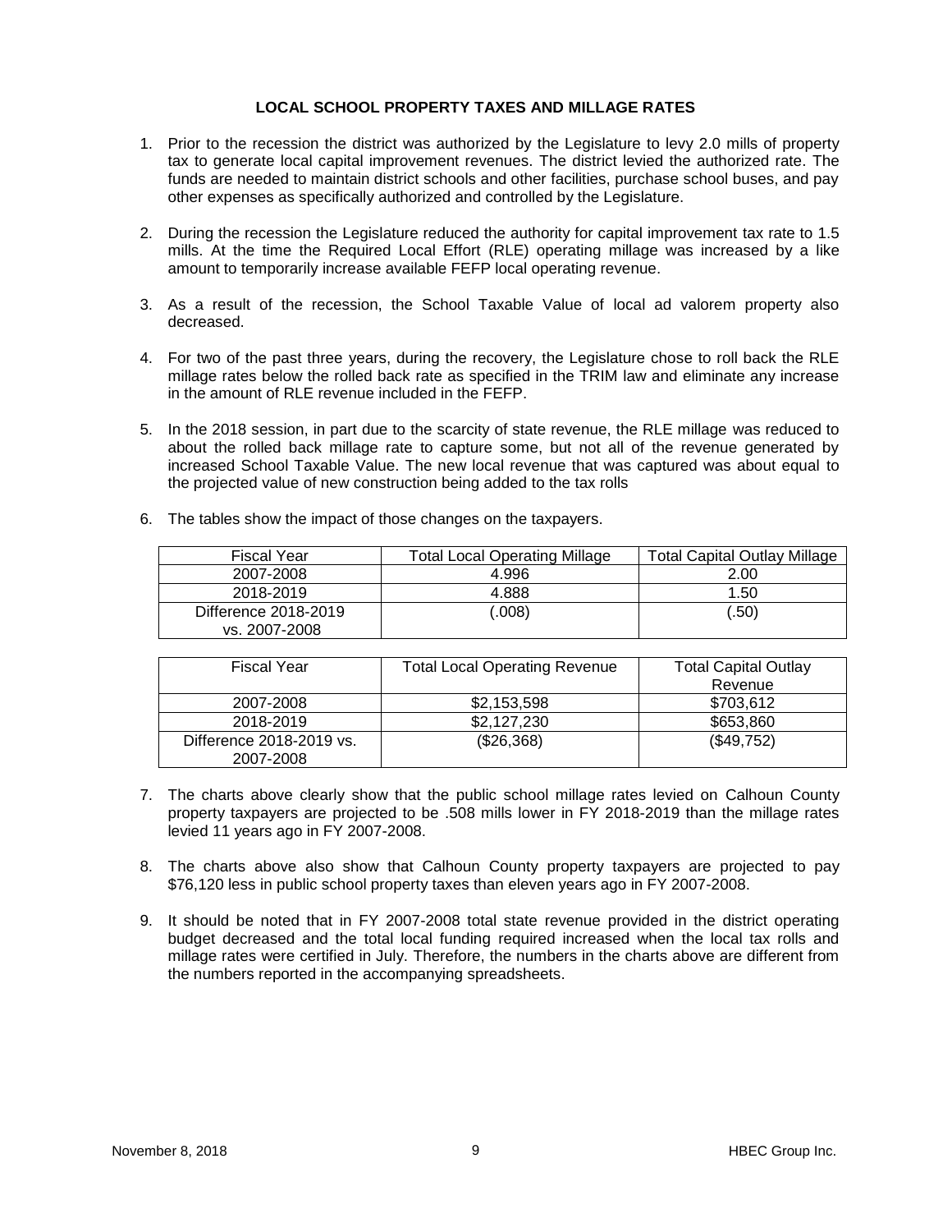## LOCAL SCHOOL PROPERTY TAXES AND MILLAGE RATES

1. Prior to the recession the district was authorized by the Legislature to levy 2.0 mills of property tax to generate local capital improvement revenues. The district levied the authorized rate. The funds are needed to maintain district schools and other facilities, purchase school buses, and pay other expenses as specifically authorized and controlled by the Legislature.

2. During the recession the Legislature reduced the authority for capital improvement tax rate to 1.5 mills. At the time the Required Local Effort (RLE) operating millage was increased by a like amount to temporarily increase available FEFP local operating revenue.

3. As a result of the recession, the School Taxable Value of local ad valorem property also decreased.

4. For two of the past three years, during the recovery, the Legislature chose to roll back the RLE millage rates below the rolled back rate as specified in the TRIM law and eliminate any increase in the amount of RLE revenue included in the FEFP.

5. In the 2018 session, in part due to the scarcity of state revenue, the RLE millage was reduced to about the rolled back millage rate to capture some, but not all of the revenue generated by increased School Taxable Value. The new local revenue that was captured was about equal to the projected value of new construction being added to the tax rolls

6. The tables show the impact of those changes on the taxpayers.

| Fiscal Year | Total Local Operating Millage | Total Capital Outlay Millage |
|---|---|---|
| 2007-2008 | 4.996 | 2.00 |
| 2018-2019 | 4.888 | 1.50 |
| Difference 2018-2019 vs. 2007-2008 | (.008) | (.50) |

| Fiscal Year | Total Local Operating Revenue | Total Capital Outlay Revenue |
|---|---|---|
| 2007-2008 | $2,153,598 | $703,612 |
| 2018-2019 | $2,127,230 | $653,860 |
| Difference 2018-2019 vs. 2007-2008 | ($26,368) | ($49,752) |

7. The charts above clearly show that the public school millage rates levied on Calhoun County property taxpayers are projected to be .508 mills lower in FY 2018-2019 than the millage rates levied 11 years ago in FY 2007-2008.

8. The charts above also show that Calhoun County property taxpayers are projected to pay $76,120 less in public school property taxes than eleven years ago in FY 2007-2008.

9. It should be noted that in FY 2007-2008 total state revenue provided in the district operating budget decreased and the total local funding required increased when the local tax rolls and millage rates were certified in July. Therefore, the numbers in the charts above are different from the numbers reported in the accompanying spreadsheets.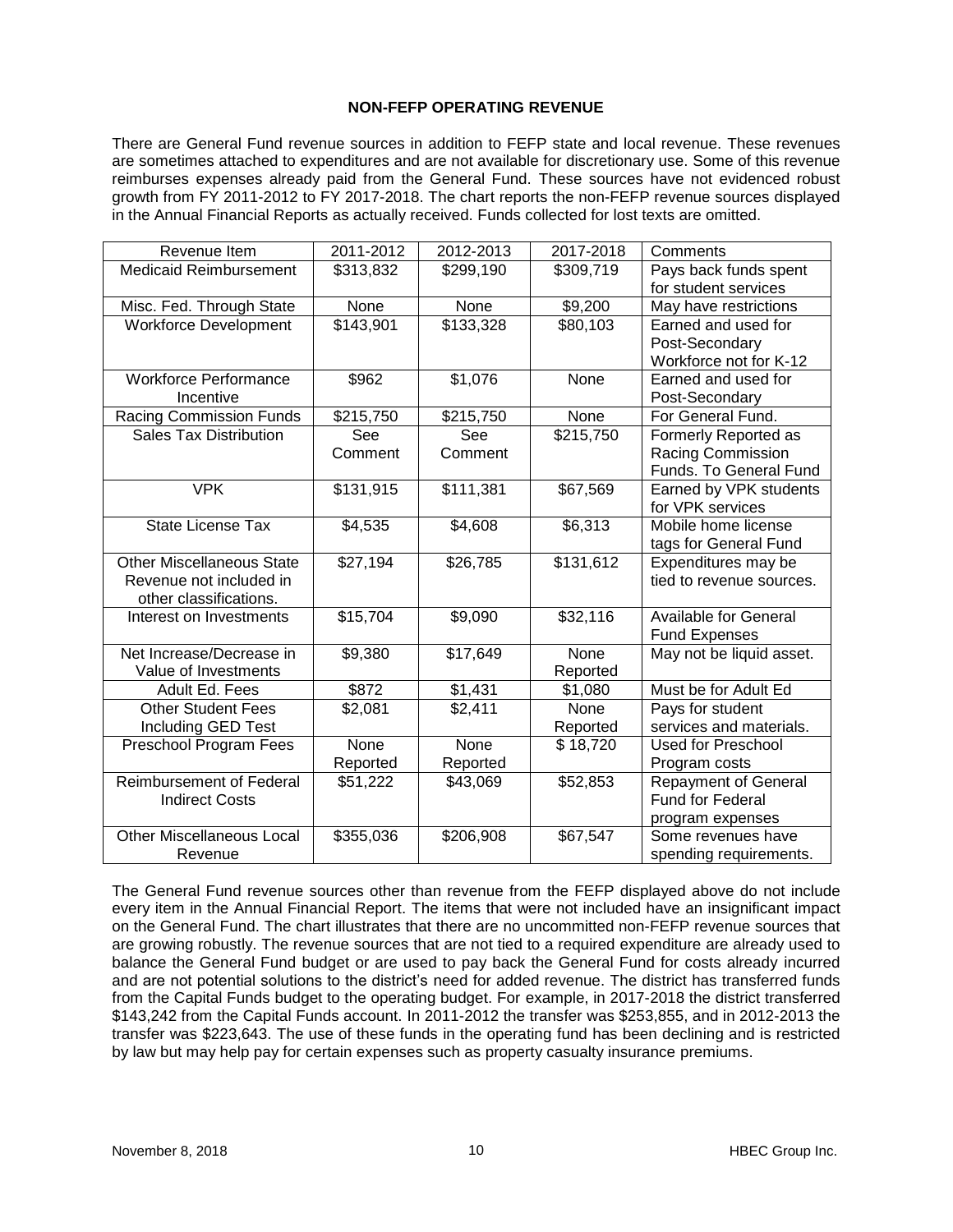## NON-FEFP OPERATING REVENUE

There are General Fund revenue sources in addition to FEFP state and local revenue. These revenues are sometimes attached to expenditures and are not available for discretionary use. Some of this revenue reimburses expenses already paid from the General Fund. These sources have not evidenced robust growth from FY 2011-2012 to FY 2017-2018. The chart reports the non-FEFP revenue sources displayed in the Annual Financial Reports as actually received. Funds collected for lost texts are omitted.

| Revenue Item | 2011-2012 | 2012-2013 | 2017-2018 | Comments |
|---|---|---|---|---|
| Medicaid Reimbursement | $313,832 | $299,190 | $309,719 | Pays back funds spent for student services |
| Misc. Fed. Through State | None | None | $9,200 | May have restrictions |
| Workforce Development | $143,901 | $133,328 | $80,103 | Earned and used for Post-Secondary Workforce not for K-12 |
| Workforce Performance Incentive | $962 | $1,076 | None | Earned and used for Post-Secondary |
| Racing Commission Funds | $215,750 | $215,750 | None | For General Fund. |
| Sales Tax Distribution | See Comment | See Comment | $215,750 | Formerly Reported as Racing Commission Funds. To General Fund |
| VPK | $131,915 | $111,381 | $67,569 | Earned by VPK students for VPK services |
| State License Tax | $4,535 | $4,608 | $6,313 | Mobile home license tags for General Fund |
| Other Miscellaneous State Revenue not included in other classifications. | $27,194 | $26,785 | $131,612 | Expenditures may be tied to revenue sources. |
| Interest on Investments | $15,704 | $9,090 | $32,116 | Available for General Fund Expenses |
| Net Increase/Decrease in Value of Investments | $9,380 | $17,649 | None Reported | May not be liquid asset. |
| Adult Ed. Fees | $872 | $1,431 | $1,080 | Must be for Adult Ed |
| Other Student Fees Including GED Test | $2,081 | $2,411 | None Reported | Pays for student services and materials. |
| Preschool Program Fees | None Reported | None Reported | $ 18,720 | Used for Preschool Program costs |
| Reimbursement of Federal Indirect Costs | $51,222 | $43,069 | $52,853 | Repayment of General Fund for Federal program expenses |
| Other Miscellaneous Local Revenue | $355,036 | $206,908 | $67,547 | Some revenues have spending requirements. |

The General Fund revenue sources other than revenue from the FEFP displayed above do not include every item in the Annual Financial Report. The items that were not included have an insignificant impact on the General Fund. The chart illustrates that there are no uncommitted non-FEFP revenue sources that are growing robustly. The revenue sources that are not tied to a required expenditure are already used to balance the General Fund budget or are used to pay back the General Fund for costs already incurred and are not potential solutions to the district's need for added revenue. The district has transferred funds from the Capital Funds budget to the operating budget. For example, in 2017-2018 the district transferred $143,242 from the Capital Funds account. In 2011-2012 the transfer was $253,855, and in 2012-2013 the transfer was $223,643. The use of these funds in the operating fund has been declining and is restricted by law but may help pay for certain expenses such as property casualty insurance premiums.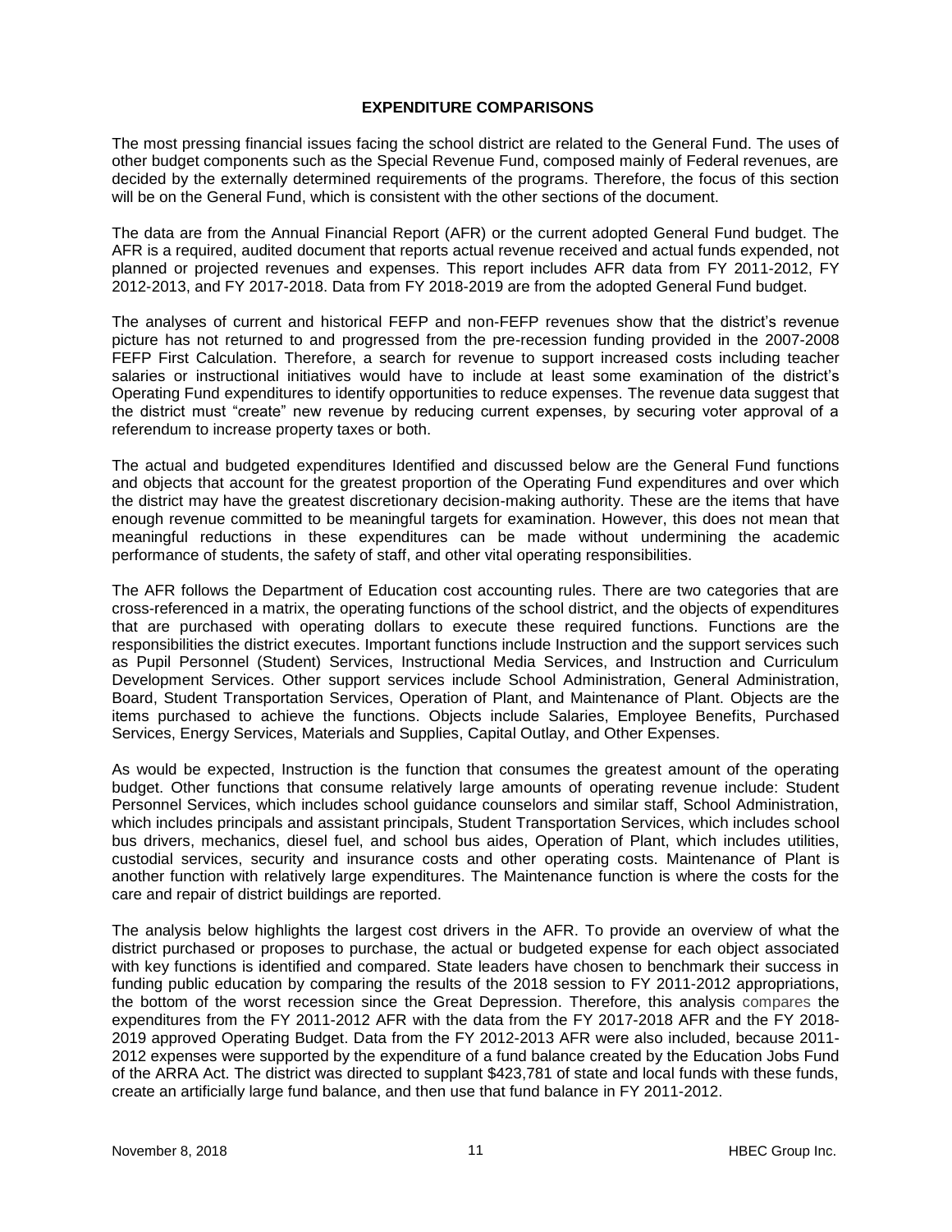## EXPENDITURE COMPARISONS

The most pressing financial issues facing the school district are related to the General Fund. The uses of other budget components such as the Special Revenue Fund, composed mainly of Federal revenues, are decided by the externally determined requirements of the programs. Therefore, the focus of this section will be on the General Fund, which is consistent with the other sections of the document.

The data are from the Annual Financial Report (AFR) or the current adopted General Fund budget. The AFR is a required, audited document that reports actual revenue received and actual funds expended, not planned or projected revenues and expenses. This report includes AFR data from FY 2011-2012, FY 2012-2013, and FY 2017-2018. Data from FY 2018-2019 are from the adopted General Fund budget.

The analyses of current and historical FEFP and non-FEFP revenues show that the district's revenue picture has not returned to and progressed from the pre-recession funding provided in the 2007-2008 FEFP First Calculation. Therefore, a search for revenue to support increased costs including teacher salaries or instructional initiatives would have to include at least some examination of the district's Operating Fund expenditures to identify opportunities to reduce expenses. The revenue data suggest that the district must "create" new revenue by reducing current expenses, by securing voter approval of a referendum to increase property taxes or both.

The actual and budgeted expenditures Identified and discussed below are the General Fund functions and objects that account for the greatest proportion of the Operating Fund expenditures and over which the district may have the greatest discretionary decision-making authority. These are the items that have enough revenue committed to be meaningful targets for examination. However, this does not mean that meaningful reductions in these expenditures can be made without undermining the academic performance of students, the safety of staff, and other vital operating responsibilities.

The AFR follows the Department of Education cost accounting rules. There are two categories that are cross-referenced in a matrix, the operating functions of the school district, and the objects of expenditures that are purchased with operating dollars to execute these required functions. Functions are the responsibilities the district executes. Important functions include Instruction and the support services such as Pupil Personnel (Student) Services, Instructional Media Services, and Instruction and Curriculum Development Services. Other support services include School Administration, General Administration, Board, Student Transportation Services, Operation of Plant, and Maintenance of Plant. Objects are the items purchased to achieve the functions. Objects include Salaries, Employee Benefits, Purchased Services, Energy Services, Materials and Supplies, Capital Outlay, and Other Expenses.

As would be expected, Instruction is the function that consumes the greatest amount of the operating budget. Other functions that consume relatively large amounts of operating revenue include: Student Personnel Services, which includes school guidance counselors and similar staff, School Administration, which includes principals and assistant principals, Student Transportation Services, which includes school bus drivers, mechanics, diesel fuel, and school bus aides, Operation of Plant, which includes utilities, custodial services, security and insurance costs and other operating costs. Maintenance of Plant is another function with relatively large expenditures. The Maintenance function is where the costs for the care and repair of district buildings are reported.

The analysis below highlights the largest cost drivers in the AFR. To provide an overview of what the district purchased or proposes to purchase, the actual or budgeted expense for each object associated with key functions is identified and compared. State leaders have chosen to benchmark their success in funding public education by comparing the results of the 2018 session to FY 2011-2012 appropriations, the bottom of the worst recession since the Great Depression. Therefore, this analysis compares the expenditures from the FY 2011-2012 AFR with the data from the FY 2017-2018 AFR and the FY 2018-2019 approved Operating Budget. Data from the FY 2012-2013 AFR were also included, because 2011-2012 expenses were supported by the expenditure of a fund balance created by the Education Jobs Fund of the ARRA Act. The district was directed to supplant $423,781 of state and local funds with these funds, create an artificially large fund balance, and then use that fund balance in FY 2011-2012.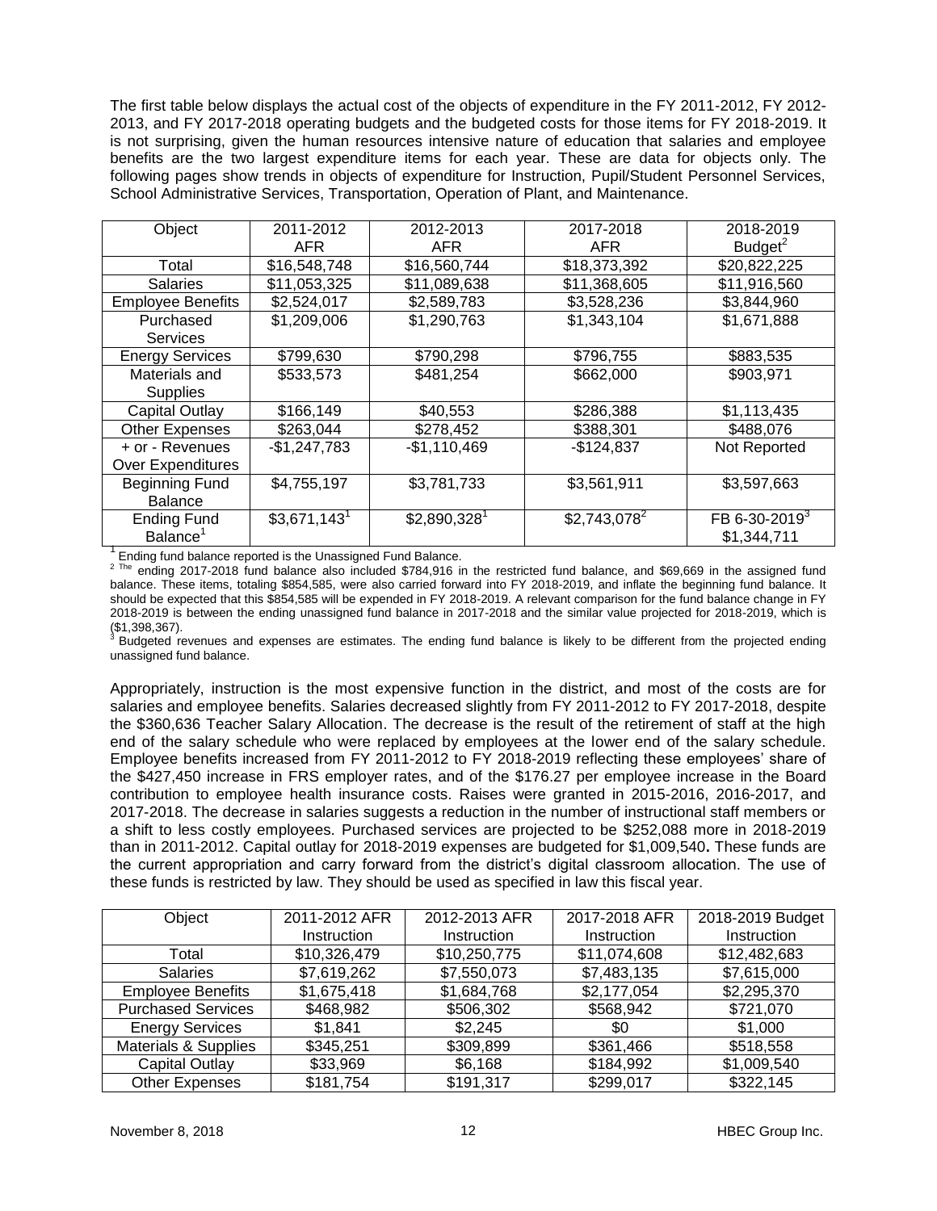The first table below displays the actual cost of the objects of expenditure in the FY 2011-2012, FY 2012-2013, and FY 2017-2018 operating budgets and the budgeted costs for those items for FY 2018-2019. It is not surprising, given the human resources intensive nature of education that salaries and employee benefits are the two largest expenditure items for each year. These are data for objects only. The following pages show trends in objects of expenditure for Instruction, Pupil/Student Personnel Services, School Administrative Services, Transportation, Operation of Plant, and Maintenance.

| Object | 2011-2012 AFR | 2012-2013 AFR | 2017-2018 AFR | 2018-2019 Budget[2] |
|---|---|---|---|---|
| Total | $16,548,748 | $16,560,744 | $18,373,392 | $20,822,225 |
| Salaries | $11,053,325 | $11,089,638 | $11,368,605 | $11,916,560 |
| Employee Benefits | $2,524,017 | $2,589,783 | $3,528,236 | $3,844,960 |
| Purchased Services | $1,209,006 | $1,290,763 | $1,343,104 | $1,671,888 |
| Energy Services | $799,630 | $790,298 | $796,755 | $883,535 |
| Materials and Supplies | $533,573 | $481,254 | $662,000 | $903,971 |
| Capital Outlay | $166,149 | $40,553 | $286,388 | $1,113,435 |
| Other Expenses | $263,044 | $278,452 | $388,301 | $488,076 |
| + or - Revenues Over Expenditures | -$1,247,783 | -$1,110,469 | -$124,837 | Not Reported |
| Beginning Fund Balance | $4,755,197 | $3,781,733 | $3,561,911 | $3,597,663 |
| Ending Fund Balance[1] | $3,671,143[1] | $2,890,328[1] | $2,743,078[2] | FB 6-30-2019[3] $1,344,711 |

[1] Ending fund balance reported is the Unassigned Fund Balance.
[2] The ending 2017-2018 fund balance also included $784,916 in the restricted fund balance, and $69,669 in the assigned fund balance. These items, totaling $854,585, were also carried forward into FY 2018-2019, and inflate the beginning fund balance. It should be expected that this $854,585 will be expended in FY 2018-2019. A relevant comparison for the fund balance change in FY 2018-2019 is between the ending unassigned fund balance in 2017-2018 and the similar value projected for 2018-2019, which is ($1,398,367).
[3] Budgeted revenues and expenses are estimates. The ending fund balance is likely to be different from the projected ending unassigned fund balance.

Appropriately, instruction is the most expensive function in the district, and most of the costs are for salaries and employee benefits. Salaries decreased slightly from FY 2011-2012 to FY 2017-2018, despite the $360,636 Teacher Salary Allocation. The decrease is the result of the retirement of staff at the high end of the salary schedule who were replaced by employees at the lower end of the salary schedule. Employee benefits increased from FY 2011-2012 to FY 2018-2019 reflecting these employees' share of the $427,450 increase in FRS employer rates, and of the $176.27 per employee increase in the Board contribution to employee health insurance costs. Raises were granted in 2015-2016, 2016-2017, and 2017-2018. The decrease in salaries suggests a reduction in the number of instructional staff members or a shift to less costly employees. Purchased services are projected to be $252,088 more in 2018-2019 than in 2011-2012. Capital outlay for 2018-2019 expenses are budgeted for $1,009,540**.** These funds are the current appropriation and carry forward from the district's digital classroom allocation. The use of these funds is restricted by law. They should be used as specified in law this fiscal year.

| Object | 2011-2012 AFR Instruction | 2012-2013 AFR Instruction | 2017-2018 AFR Instruction | 2018-2019 Budget Instruction |
|---|---|---|---|---|
| Total | $10,326,479 | $10,250,775 | $11,074,608 | $12,482,683 |
| Salaries | $7,619,262 | $7,550,073 | $7,483,135 | $7,615,000 |
| Employee Benefits | $1,675,418 | $1,684,768 | $2,177,054 | $2,295,370 |
| Purchased Services | $468,982 | $506,302 | $568,942 | $721,070 |
| Energy Services | $1,841 | $2,245 | $0 | $1,000 |
| Materials & Supplies | $345,251 | $309,899 | $361,466 | $518,558 |
| Capital Outlay | $33,969 | $6,168 | $184,992 | $1,009,540 |
| Other Expenses | $181,754 | $191,317 | $299,017 | $322,145 |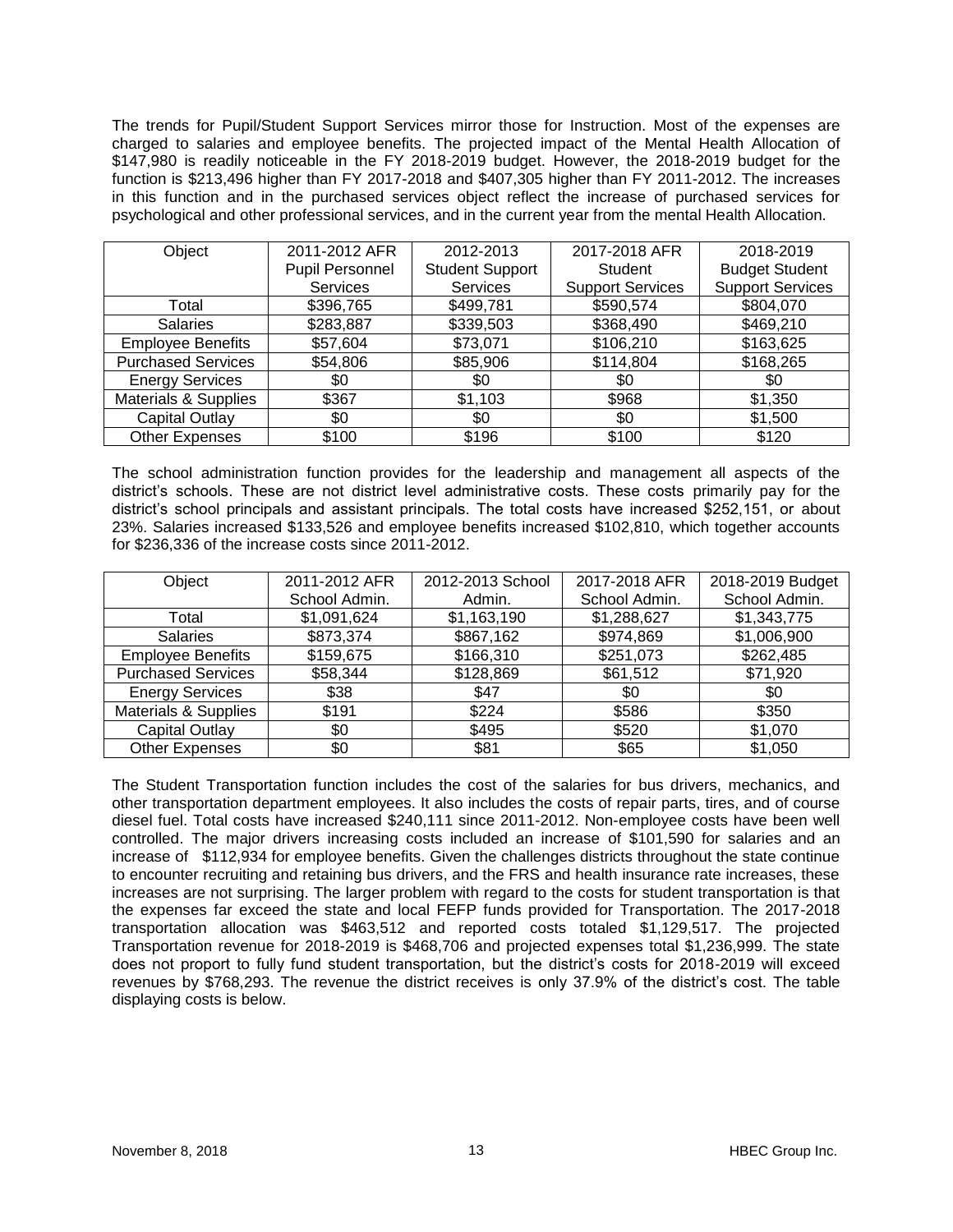The trends for Pupil/Student Support Services mirror those for Instruction. Most of the expenses are charged to salaries and employee benefits. The projected impact of the Mental Health Allocation of $147,980 is readily noticeable in the FY 2018-2019 budget. However, the 2018-2019 budget for the function is $213,496 higher than FY 2017-2018 and $407,305 higher than FY 2011-2012. The increases in this function and in the purchased services object reflect the increase of purchased services for psychological and other professional services, and in the current year from the mental Health Allocation.

| Object | 2011-2012 AFR Pupil Personnel Services | 2012-2013 Student Support Services | 2017-2018 AFR Student Support Services | 2018-2019 Budget Student Support Services |
|---|---|---|---|---|
| Total | $396,765 | $499,781 | $590,574 | $804,070 |
| Salaries | $283,887 | $339,503 | $368,490 | $469,210 |
| Employee Benefits | $57,604 | $73,071 | $106,210 | $163,625 |
| Purchased Services | $54,806 | $85,906 | $114,804 | $168,265 |
| Energy Services | $0 | $0 | $0 | $0 |
| Materials & Supplies | $367 | $1,103 | $968 | $1,350 |
| Capital Outlay | $0 | $0 | $0 | $1,500 |
| Other Expenses | $100 | $196 | $100 | $120 |

The school administration function provides for the leadership and management all aspects of the district's schools. These are not district level administrative costs. These costs primarily pay for the district's school principals and assistant principals. The total costs have increased $252,151, or about 23%. Salaries increased $133,526 and employee benefits increased $102,810, which together accounts for $236,336 of the increase costs since 2011-2012.

| Object | 2011-2012 AFR School Admin. | 2012-2013 School Admin. | 2017-2018 AFR School Admin. | 2018-2019 Budget School Admin. |
|---|---|---|---|---|
| Total | $1,091,624 | $1,163,190 | $1,288,627 | $1,343,775 |
| Salaries | $873,374 | $867,162 | $974,869 | $1,006,900 |
| Employee Benefits | $159,675 | $166,310 | $251,073 | $262,485 |
| Purchased Services | $58,344 | $128,869 | $61,512 | $71,920 |
| Energy Services | $38 | $47 | $0 | $0 |
| Materials & Supplies | $191 | $224 | $586 | $350 |
| Capital Outlay | $0 | $495 | $520 | $1,070 |
| Other Expenses | $0 | $81 | $65 | $1,050 |

The Student Transportation function includes the cost of the salaries for bus drivers, mechanics, and other transportation department employees. It also includes the costs of repair parts, tires, and of course diesel fuel. Total costs have increased $240,111 since 2011-2012. Non-employee costs have been well controlled. The major drivers increasing costs included an increase of $101,590 for salaries and an increase of $112,934 for employee benefits. Given the challenges districts throughout the state continue to encounter recruiting and retaining bus drivers, and the FRS and health insurance rate increases, these increases are not surprising. The larger problem with regard to the costs for student transportation is that the expenses far exceed the state and local FEFP funds provided for Transportation. The 2017-2018 transportation allocation was $463,512 and reported costs totaled $1,129,517. The projected Transportation revenue for 2018-2019 is $468,706 and projected expenses total $1,236,999. The state does not proport to fully fund student transportation, but the district's costs for 2018-2019 will exceed revenues by $768,293. The revenue the district receives is only 37.9% of the district's cost. The table displaying costs is below.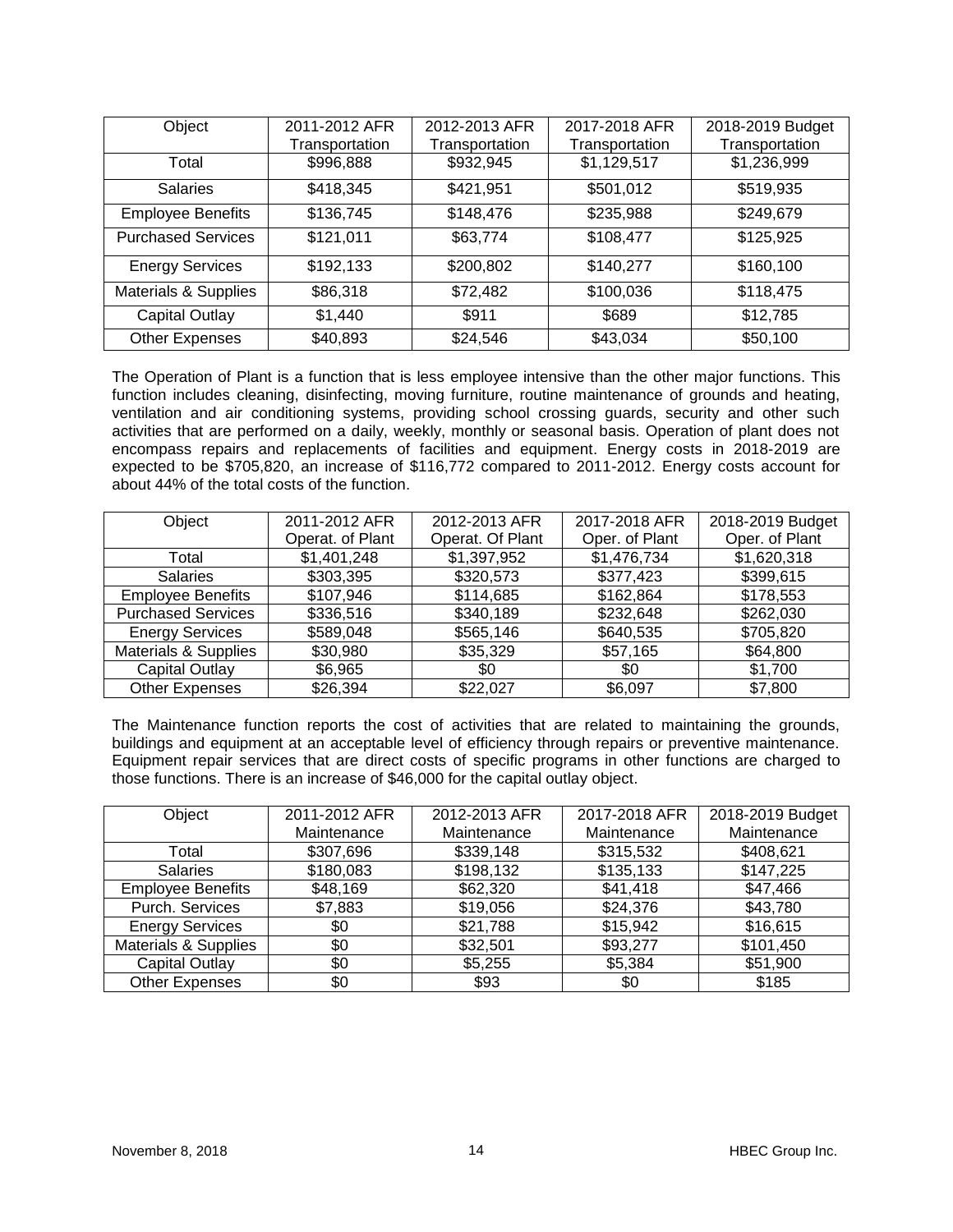| Object | 2011-2012 AFR Transportation | 2012-2013 AFR Transportation | 2017-2018 AFR Transportation | 2018-2019 Budget Transportation |
|---|---|---|---|---|
| Total | $996,888 | $932,945 | $1,129,517 | $1,236,999 |
| Salaries | $418,345 | $421,951 | $501,012 | $519,935 |
| Employee Benefits | $136,745 | $148,476 | $235,988 | $249,679 |
| Purchased Services | $121,011 | $63,774 | $108,477 | $125,925 |
| Energy Services | $192,133 | $200,802 | $140,277 | $160,100 |
| Materials & Supplies | $86,318 | $72,482 | $100,036 | $118,475 |
| Capital Outlay | $1,440 | $911 | $689 | $12,785 |
| Other Expenses | $40,893 | $24,546 | $43,034 | $50,100 |

The Operation of Plant is a function that is less employee intensive than the other major functions. This function includes cleaning, disinfecting, moving furniture, routine maintenance of grounds and heating, ventilation and air conditioning systems, providing school crossing guards, security and other such activities that are performed on a daily, weekly, monthly or seasonal basis. Operation of plant does not encompass repairs and replacements of facilities and equipment. Energy costs in 2018-2019 are expected to be $705,820, an increase of $116,772 compared to 2011-2012. Energy costs account for about 44% of the total costs of the function.

| Object | 2011-2012 AFR Operat. of Plant | 2012-2013 AFR Operat. Of Plant | 2017-2018 AFR Oper. of Plant | 2018-2019 Budget Oper. of Plant |
|---|---|---|---|---|
| Total | $1,401,248 | $1,397,952 | $1,476,734 | $1,620,318 |
| Salaries | $303,395 | $320,573 | $377,423 | $399,615 |
| Employee Benefits | $107,946 | $114,685 | $162,864 | $178,553 |
| Purchased Services | $336,516 | $340,189 | $232,648 | $262,030 |
| Energy Services | $589,048 | $565,146 | $640,535 | $705,820 |
| Materials & Supplies | $30,980 | $35,329 | $57,165 | $64,800 |
| Capital Outlay | $6,965 | $0 | $0 | $1,700 |
| Other Expenses | $26,394 | $22,027 | $6,097 | $7,800 |

The Maintenance function reports the cost of activities that are related to maintaining the grounds, buildings and equipment at an acceptable level of efficiency through repairs or preventive maintenance. Equipment repair services that are direct costs of specific programs in other functions are charged to those functions. There is an increase of $46,000 for the capital outlay object.

| Object | 2011-2012 AFR Maintenance | 2012-2013 AFR Maintenance | 2017-2018 AFR Maintenance | 2018-2019 Budget Maintenance |
|---|---|---|---|---|
| Total | $307,696 | $339,148 | $315,532 | $408,621 |
| Salaries | $180,083 | $198,132 | $135,133 | $147,225 |
| Employee Benefits | $48,169 | $62,320 | $41,418 | $47,466 |
| Purch. Services | $7,883 | $19,056 | $24,376 | $43,780 |
| Energy Services | $0 | $21,788 | $15,942 | $16,615 |
| Materials & Supplies | $0 | $32,501 | $93,277 | $101,450 |
| Capital Outlay | $0 | $5,255 | $5,384 | $51,900 |
| Other Expenses | $0 | $93 | $0 | $185 |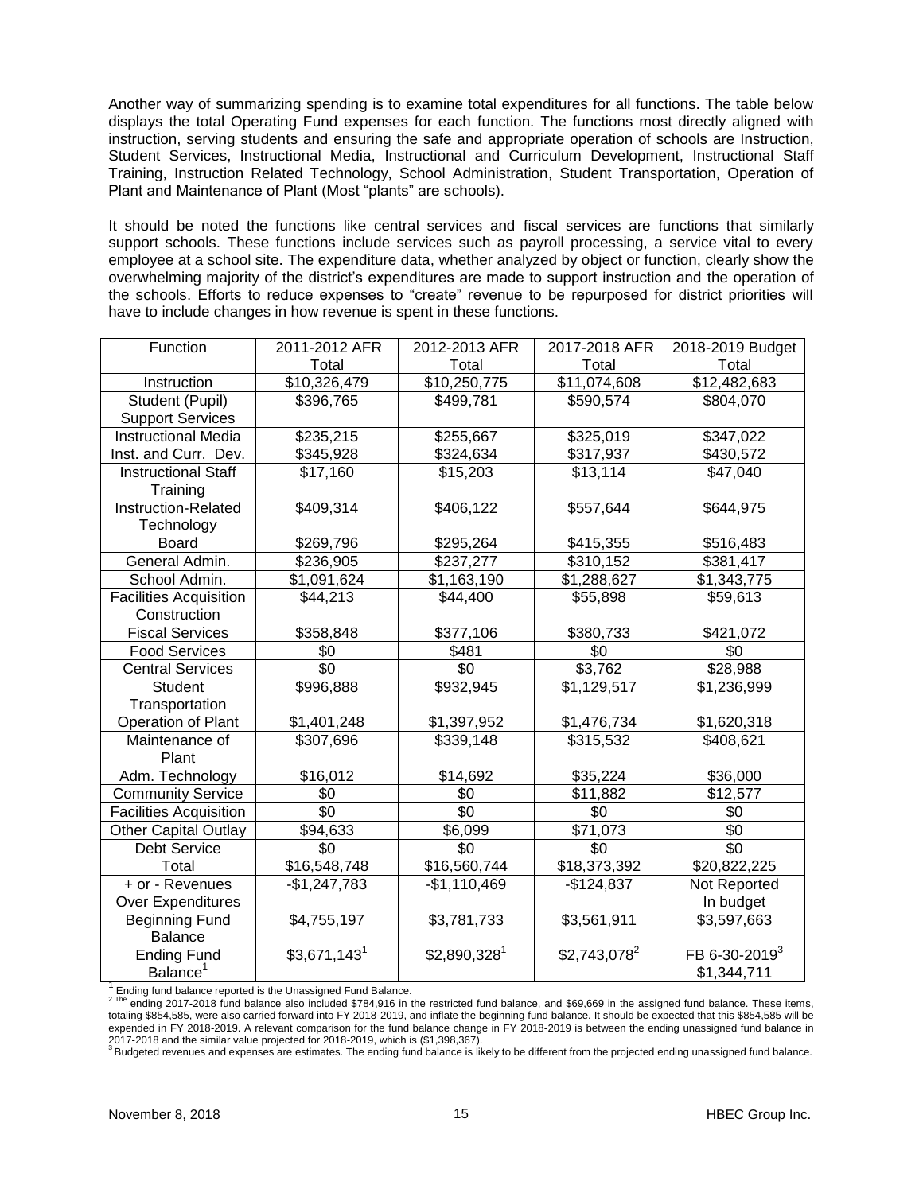Another way of summarizing spending is to examine total expenditures for all functions. The table below displays the total Operating Fund expenses for each function. The functions most directly aligned with instruction, serving students and ensuring the safe and appropriate operation of schools are Instruction, Student Services, Instructional Media, Instructional and Curriculum Development, Instructional Staff Training, Instruction Related Technology, School Administration, Student Transportation, Operation of Plant and Maintenance of Plant (Most "plants" are schools).

It should be noted the functions like central services and fiscal services are functions that similarly support schools. These functions include services such as payroll processing, a service vital to every employee at a school site. The expenditure data, whether analyzed by object or function, clearly show the overwhelming majority of the district's expenditures are made to support instruction and the operation of the schools. Efforts to reduce expenses to "create" revenue to be repurposed for district priorities will have to include changes in how revenue is spent in these functions.

| Function | 2011-2012 AFR Total | 2012-2013 AFR Total | 2017-2018 AFR Total | 2018-2019 Budget Total |
|---|---|---|---|---|
| Instruction | $10,326,479 | $10,250,775 | $11,074,608 | $12,482,683 |
| Student (Pupil) Support Services | $396,765 | $499,781 | $590,574 | $804,070 |
| Instructional Media | $235,215 | $255,667 | $325,019 | $347,022 |
| Inst. and Curr. Dev. | $345,928 | $324,634 | $317,937 | $430,572 |
| Instructional Staff Training | $17,160 | $15,203 | $13,114 | $47,040 |
| Instruction-Related Technology | $409,314 | $406,122 | $557,644 | $644,975 |
| Board | $269,796 | $295,264 | $415,355 | $516,483 |
| General Admin. | $236,905 | $237,277 | $310,152 | $381,417 |
| School Admin. | $1,091,624 | $1,163,190 | $1,288,627 | $1,343,775 |
| Facilities Acquisition Construction | $44,213 | $44,400 | $55,898 | $59,613 |
| Fiscal Services | $358,848 | $377,106 | $380,733 | $421,072 |
| Food Services | $0 | $481 | $0 | $0 |
| Central Services | $0 | $0 | $3,762 | $28,988 |
| Student Transportation | $996,888 | $932,945 | $1,129,517 | $1,236,999 |
| Operation of Plant | $1,401,248 | $1,397,952 | $1,476,734 | $1,620,318 |
| Maintenance of Plant | $307,696 | $339,148 | $315,532 | $408,621 |
| Adm. Technology | $16,012 | $14,692 | $35,224 | $36,000 |
| Community Service | $0 | $0 | $11,882 | $12,577 |
| Facilities Acquisition | $0 | $0 | $0 | $0 |
| Other Capital Outlay | $94,633 | $6,099 | $71,073 | $0 |
| Debt Service | $0 | $0 | $0 | $0 |
| Total | $16,548,748 | $16,560,744 | $18,373,392 | $20,822,225 |
| + or - Revenues Over Expenditures | -$1,247,783 | -$1,110,469 | -$124,837 | Not Reported In budget |
| Beginning Fund Balance | $4,755,197 | $3,781,733 | $3,561,911 | $3,597,663 |
| Ending Fund Balance[1] | $3,671,143[1] | $2,890,328[1] | $2,743,078[2] | FB 6-30-2019[3] $1,344,711 |

[1] Ending fund balance reported is the Unassigned Fund Balance.
[2] The ending 2017-2018 fund balance also included $784,916 in the restricted fund balance, and $69,669 in the assigned fund balance. These items, totaling $854,585, were also carried forward into FY 2018-2019, and inflate the beginning fund balance. It should be expected that this $854,585 will be expended in FY 2018-2019. A relevant comparison for the fund balance change in FY 2018-2019 is between the ending unassigned fund balance in 2017-2018 and the similar value projected for 2018-2019, which is ($1,398,367).
[3] Budgeted revenues and expenses are estimates. The ending fund balance is likely to be different from the projected ending unassigned fund balance.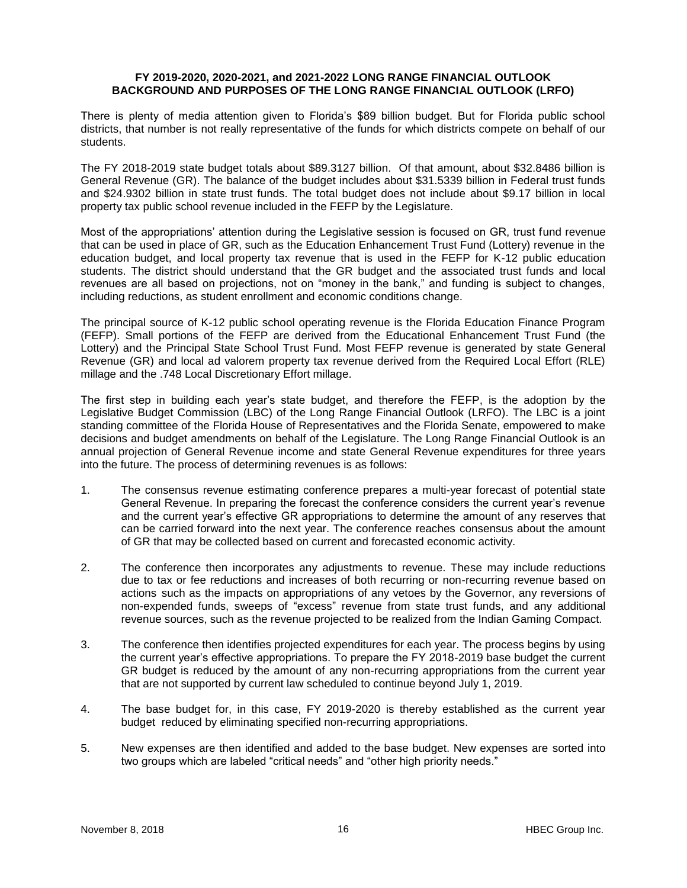## FY 2019-2020, 2020-2021, and 2021-2022 LONG RANGE FINANCIAL OUTLOOK BACKGROUND AND PURPOSES OF THE LONG RANGE FINANCIAL OUTLOOK (LRFO)

There is plenty of media attention given to Florida's $89 billion budget. But for Florida public school districts, that number is not really representative of the funds for which districts compete on behalf of our students.

The FY 2018-2019 state budget totals about $89.3127 billion. Of that amount, about $32.8486 billion is General Revenue (GR). The balance of the budget includes about $31.5339 billion in Federal trust funds and $24.9302 billion in state trust funds. The total budget does not include about $9.17 billion in local property tax public school revenue included in the FEFP by the Legislature.

Most of the appropriations' attention during the Legislative session is focused on GR, trust fund revenue that can be used in place of GR, such as the Education Enhancement Trust Fund (Lottery) revenue in the education budget, and local property tax revenue that is used in the FEFP for K-12 public education students. The district should understand that the GR budget and the associated trust funds and local revenues are all based on projections, not on "money in the bank," and funding is subject to changes, including reductions, as student enrollment and economic conditions change.

The principal source of K-12 public school operating revenue is the Florida Education Finance Program (FEFP). Small portions of the FEFP are derived from the Educational Enhancement Trust Fund (the Lottery) and the Principal State School Trust Fund. Most FEFP revenue is generated by state General Revenue (GR) and local ad valorem property tax revenue derived from the Required Local Effort (RLE) millage and the .748 Local Discretionary Effort millage.

The first step in building each year's state budget, and therefore the FEFP, is the adoption by the Legislative Budget Commission (LBC) of the Long Range Financial Outlook (LRFO). The LBC is a joint standing committee of the Florida House of Representatives and the Florida Senate, empowered to make decisions and budget amendments on behalf of the Legislature. The Long Range Financial Outlook is an annual projection of General Revenue income and state General Revenue expenditures for three years into the future. The process of determining revenues is as follows:

1. The consensus revenue estimating conference prepares a multi-year forecast of potential state General Revenue. In preparing the forecast the conference considers the current year's revenue and the current year's effective GR appropriations to determine the amount of any reserves that can be carried forward into the next year. The conference reaches consensus about the amount of GR that may be collected based on current and forecasted economic activity.

2. The conference then incorporates any adjustments to revenue. These may include reductions due to tax or fee reductions and increases of both recurring or non-recurring revenue based on actions such as the impacts on appropriations of any vetoes by the Governor, any reversions of non-expended funds, sweeps of "excess" revenue from state trust funds, and any additional revenue sources, such as the revenue projected to be realized from the Indian Gaming Compact.

3. The conference then identifies projected expenditures for each year. The process begins by using the current year's effective appropriations. To prepare the FY 2018-2019 base budget the current GR budget is reduced by the amount of any non-recurring appropriations from the current year that are not supported by current law scheduled to continue beyond July 1, 2019.

4. The base budget for, in this case, FY 2019-2020 is thereby established as the current year budget reduced by eliminating specified non-recurring appropriations.

5. New expenses are then identified and added to the base budget. New expenses are sorted into two groups which are labeled "critical needs" and "other high priority needs."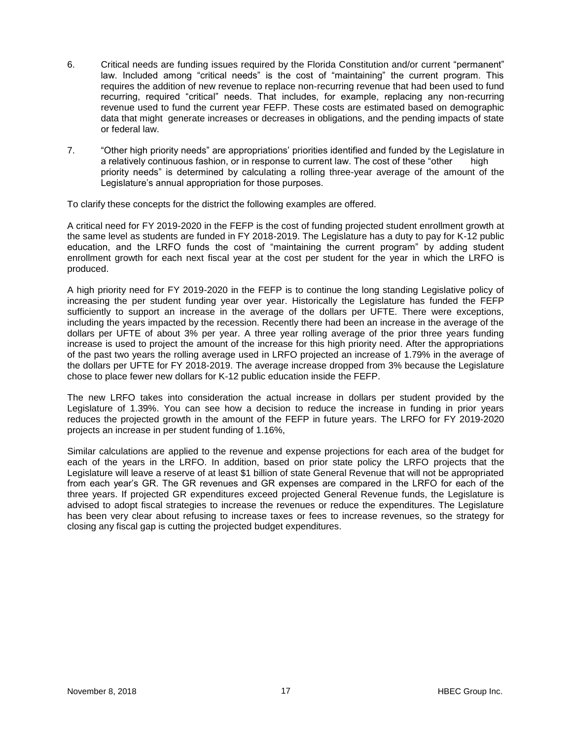6. Critical needs are funding issues required by the Florida Constitution and/or current "permanent" law. Included among "critical needs" is the cost of "maintaining" the current program. This requires the addition of new revenue to replace non-recurring revenue that had been used to fund recurring, required "critical" needs. That includes, for example, replacing any non-recurring revenue used to fund the current year FEFP. These costs are estimated based on demographic data that might generate increases or decreases in obligations, and the pending impacts of state or federal law.

7. "Other high priority needs" are appropriations' priorities identified and funded by the Legislature in a relatively continuous fashion, or in response to current law. The cost of these "other high priority needs" is determined by calculating a rolling three-year average of the amount of the Legislature's annual appropriation for those purposes.

To clarify these concepts for the district the following examples are offered.

A critical need for FY 2019-2020 in the FEFP is the cost of funding projected student enrollment growth at the same level as students are funded in FY 2018-2019. The Legislature has a duty to pay for K-12 public education, and the LRFO funds the cost of "maintaining the current program" by adding student enrollment growth for each next fiscal year at the cost per student for the year in which the LRFO is produced.

A high priority need for FY 2019-2020 in the FEFP is to continue the long standing Legislative policy of increasing the per student funding year over year. Historically the Legislature has funded the FEFP sufficiently to support an increase in the average of the dollars per UFTE. There were exceptions, including the years impacted by the recession. Recently there had been an increase in the average of the dollars per UFTE of about 3% per year. A three year rolling average of the prior three years funding increase is used to project the amount of the increase for this high priority need. After the appropriations of the past two years the rolling average used in LRFO projected an increase of 1.79% in the average of the dollars per UFTE for FY 2018-2019. The average increase dropped from 3% because the Legislature chose to place fewer new dollars for K-12 public education inside the FEFP.

The new LRFO takes into consideration the actual increase in dollars per student provided by the Legislature of 1.39%. You can see how a decision to reduce the increase in funding in prior years reduces the projected growth in the amount of the FEFP in future years. The LRFO for FY 2019-2020 projects an increase in per student funding of 1.16%,

Similar calculations are applied to the revenue and expense projections for each area of the budget for each of the years in the LRFO. In addition, based on prior state policy the LRFO projects that the Legislature will leave a reserve of at least $1 billion of state General Revenue that will not be appropriated from each year's GR. The GR revenues and GR expenses are compared in the LRFO for each of the three years. If projected GR expenditures exceed projected General Revenue funds, the Legislature is advised to adopt fiscal strategies to increase the revenues or reduce the expenditures. The Legislature has been very clear about refusing to increase taxes or fees to increase revenues, so the strategy for closing any fiscal gap is cutting the projected budget expenditures.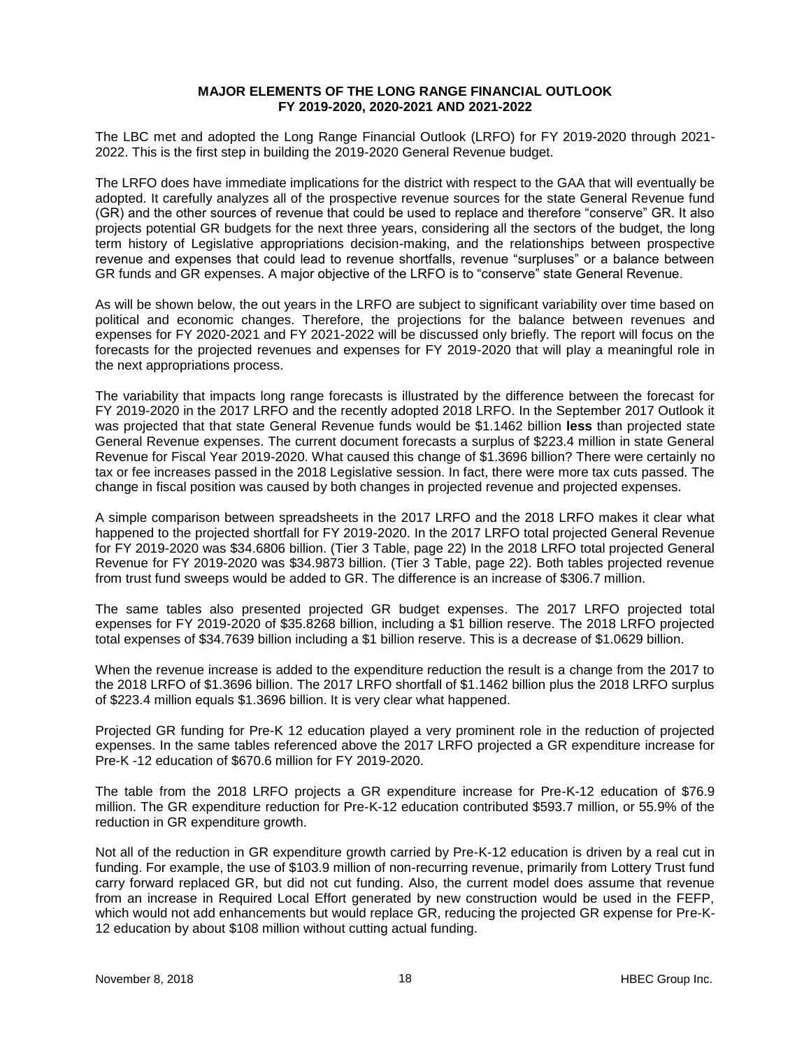# MAJOR ELEMENTS OF THE LONG RANGE FINANCIAL OUTLOOK FY 2019-2020, 2020-2021 AND 2021-2022

The LBC met and adopted the Long Range Financial Outlook (LRFO) for FY 2019-2020 through 2021-2022. This is the first step in building the 2019-2020 General Revenue budget.

The LRFO does have immediate implications for the district with respect to the GAA that will eventually be adopted. It carefully analyzes all of the prospective revenue sources for the state General Revenue fund (GR) and the other sources of revenue that could be used to replace and therefore "conserve" GR. It also projects potential GR budgets for the next three years, considering all the sectors of the budget, the long term history of Legislative appropriations decision-making, and the relationships between prospective revenue and expenses that could lead to revenue shortfalls, revenue "surpluses" or a balance between GR funds and GR expenses. A major objective of the LRFO is to "conserve" state General Revenue.

As will be shown below, the out years in the LRFO are subject to significant variability over time based on political and economic changes. Therefore, the projections for the balance between revenues and expenses for FY 2020-2021 and FY 2021-2022 will be discussed only briefly. The report will focus on the forecasts for the projected revenues and expenses for FY 2019-2020 that will play a meaningful role in the next appropriations process.

The variability that impacts long range forecasts is illustrated by the difference between the forecast for FY 2019-2020 in the 2017 LRFO and the recently adopted 2018 LRFO. In the September 2017 Outlook it was projected that that state General Revenue funds would be $1.1462 billion **less** than projected state General Revenue expenses. The current document forecasts a surplus of $223.4 million in state General Revenue for Fiscal Year 2019-2020. What caused this change of $1.3696 billion? There were certainly no tax or fee increases passed in the 2018 Legislative session. In fact, there were more tax cuts passed. The change in fiscal position was caused by both changes in projected revenue and projected expenses.

A simple comparison between spreadsheets in the 2017 LRFO and the 2018 LRFO makes it clear what happened to the projected shortfall for FY 2019-2020. In the 2017 LRFO total projected General Revenue for FY 2019-2020 was $34.6806 billion. (Tier 3 Table, page 22) In the 2018 LRFO total projected General Revenue for FY 2019-2020 was $34.9873 billion. (Tier 3 Table, page 22). Both tables projected revenue from trust fund sweeps would be added to GR. The difference is an increase of $306.7 million.

The same tables also presented projected GR budget expenses. The 2017 LRFO projected total expenses for FY 2019-2020 of $35.8268 billion, including a $1 billion reserve. The 2018 LRFO projected total expenses of $34.7639 billion including a $1 billion reserve. This is a decrease of $1.0629 billion.

When the revenue increase is added to the expenditure reduction the result is a change from the 2017 to the 2018 LRFO of $1.3696 billion. The 2017 LRFO shortfall of $1.1462 billion plus the 2018 LRFO surplus of $223.4 million equals $1.3696 billion. It is very clear what happened.

Projected GR funding for Pre-K 12 education played a very prominent role in the reduction of projected expenses. In the same tables referenced above the 2017 LRFO projected a GR expenditure increase for Pre-K -12 education of $670.6 million for FY 2019-2020.

The table from the 2018 LRFO projects a GR expenditure increase for Pre-K-12 education of $76.9 million. The GR expenditure reduction for Pre-K-12 education contributed $593.7 million, or 55.9% of the reduction in GR expenditure growth.

Not all of the reduction in GR expenditure growth carried by Pre-K-12 education is driven by a real cut in funding. For example, the use of $103.9 million of non-recurring revenue, primarily from Lottery Trust fund carry forward replaced GR, but did not cut funding. Also, the current model does assume that revenue from an increase in Required Local Effort generated by new construction would be used in the FEFP, which would not add enhancements but would replace GR, reducing the projected GR expense for Pre-K-12 education by about $108 million without cutting actual funding.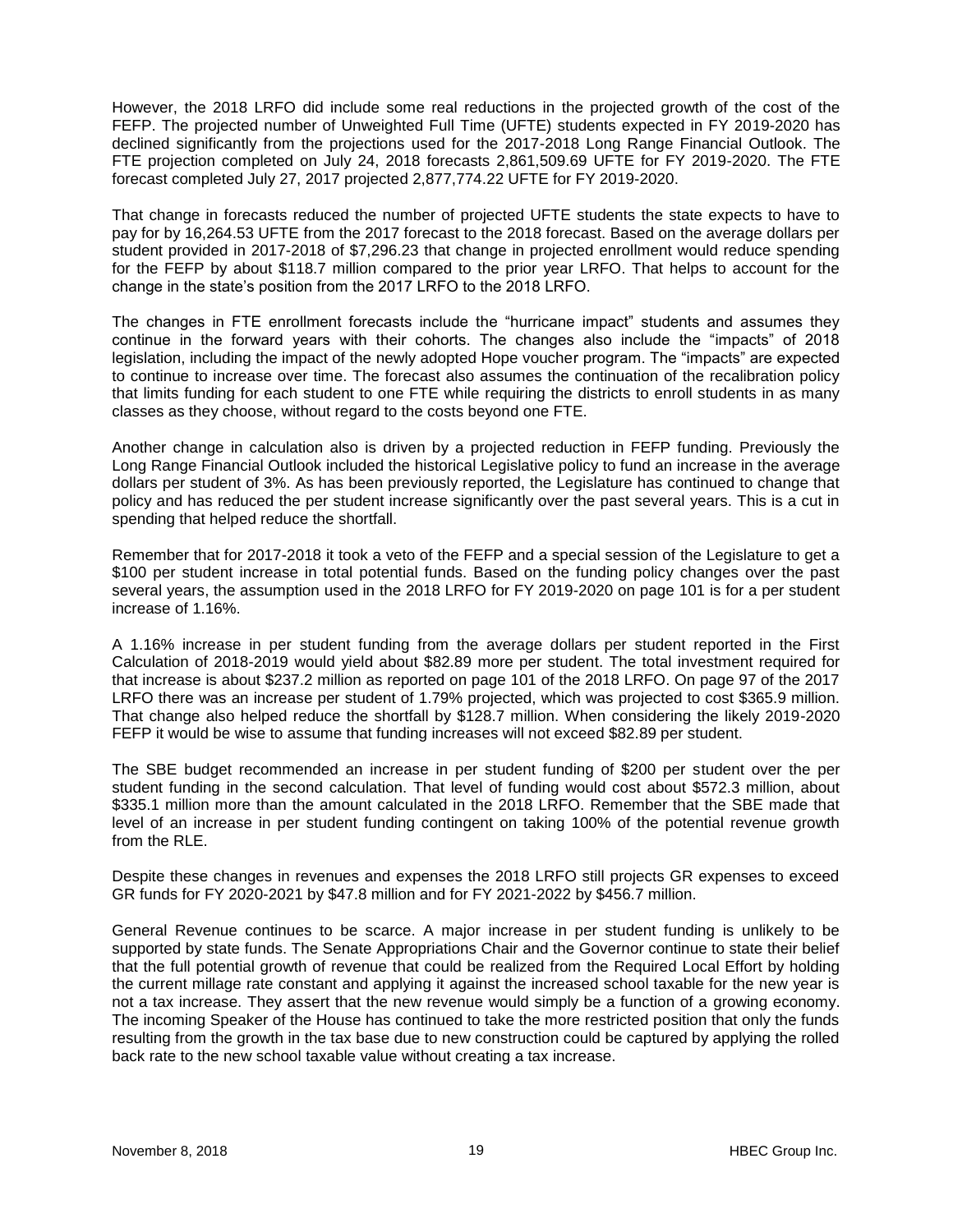However, the 2018 LRFO did include some real reductions in the projected growth of the cost of the FEFP. The projected number of Unweighted Full Time (UFTE) students expected in FY 2019-2020 has declined significantly from the projections used for the 2017-2018 Long Range Financial Outlook. The FTE projection completed on July 24, 2018 forecasts 2,861,509.69 UFTE for FY 2019-2020. The FTE forecast completed July 27, 2017 projected 2,877,774.22 UFTE for FY 2019-2020.

That change in forecasts reduced the number of projected UFTE students the state expects to have to pay for by 16,264.53 UFTE from the 2017 forecast to the 2018 forecast. Based on the average dollars per student provided in 2017-2018 of $7,296.23 that change in projected enrollment would reduce spending for the FEFP by about $118.7 million compared to the prior year LRFO. That helps to account for the change in the state's position from the 2017 LRFO to the 2018 LRFO.

The changes in FTE enrollment forecasts include the "hurricane impact" students and assumes they continue in the forward years with their cohorts. The changes also include the "impacts" of 2018 legislation, including the impact of the newly adopted Hope voucher program. The "impacts" are expected to continue to increase over time. The forecast also assumes the continuation of the recalibration policy that limits funding for each student to one FTE while requiring the districts to enroll students in as many classes as they choose, without regard to the costs beyond one FTE.

Another change in calculation also is driven by a projected reduction in FEFP funding. Previously the Long Range Financial Outlook included the historical Legislative policy to fund an increase in the average dollars per student of 3%. As has been previously reported, the Legislature has continued to change that policy and has reduced the per student increase significantly over the past several years. This is a cut in spending that helped reduce the shortfall.

Remember that for 2017-2018 it took a veto of the FEFP and a special session of the Legislature to get a $100 per student increase in total potential funds. Based on the funding policy changes over the past several years, the assumption used in the 2018 LRFO for FY 2019-2020 on page 101 is for a per student increase of 1.16%.

A 1.16% increase in per student funding from the average dollars per student reported in the First Calculation of 2018-2019 would yield about $82.89 more per student. The total investment required for that increase is about $237.2 million as reported on page 101 of the 2018 LRFO. On page 97 of the 2017 LRFO there was an increase per student of 1.79% projected, which was projected to cost $365.9 million. That change also helped reduce the shortfall by $128.7 million. When considering the likely 2019-2020 FEFP it would be wise to assume that funding increases will not exceed $82.89 per student.

The SBE budget recommended an increase in per student funding of $200 per student over the per student funding in the second calculation. That level of funding would cost about $572.3 million, about $335.1 million more than the amount calculated in the 2018 LRFO. Remember that the SBE made that level of an increase in per student funding contingent on taking 100% of the potential revenue growth from the RLE.

Despite these changes in revenues and expenses the 2018 LRFO still projects GR expenses to exceed GR funds for FY 2020-2021 by $47.8 million and for FY 2021-2022 by $456.7 million.

General Revenue continues to be scarce. A major increase in per student funding is unlikely to be supported by state funds. The Senate Appropriations Chair and the Governor continue to state their belief that the full potential growth of revenue that could be realized from the Required Local Effort by holding the current millage rate constant and applying it against the increased school taxable for the new year is not a tax increase. They assert that the new revenue would simply be a function of a growing economy. The incoming Speaker of the House has continued to take the more restricted position that only the funds resulting from the growth in the tax base due to new construction could be captured by applying the rolled back rate to the new school taxable value without creating a tax increase.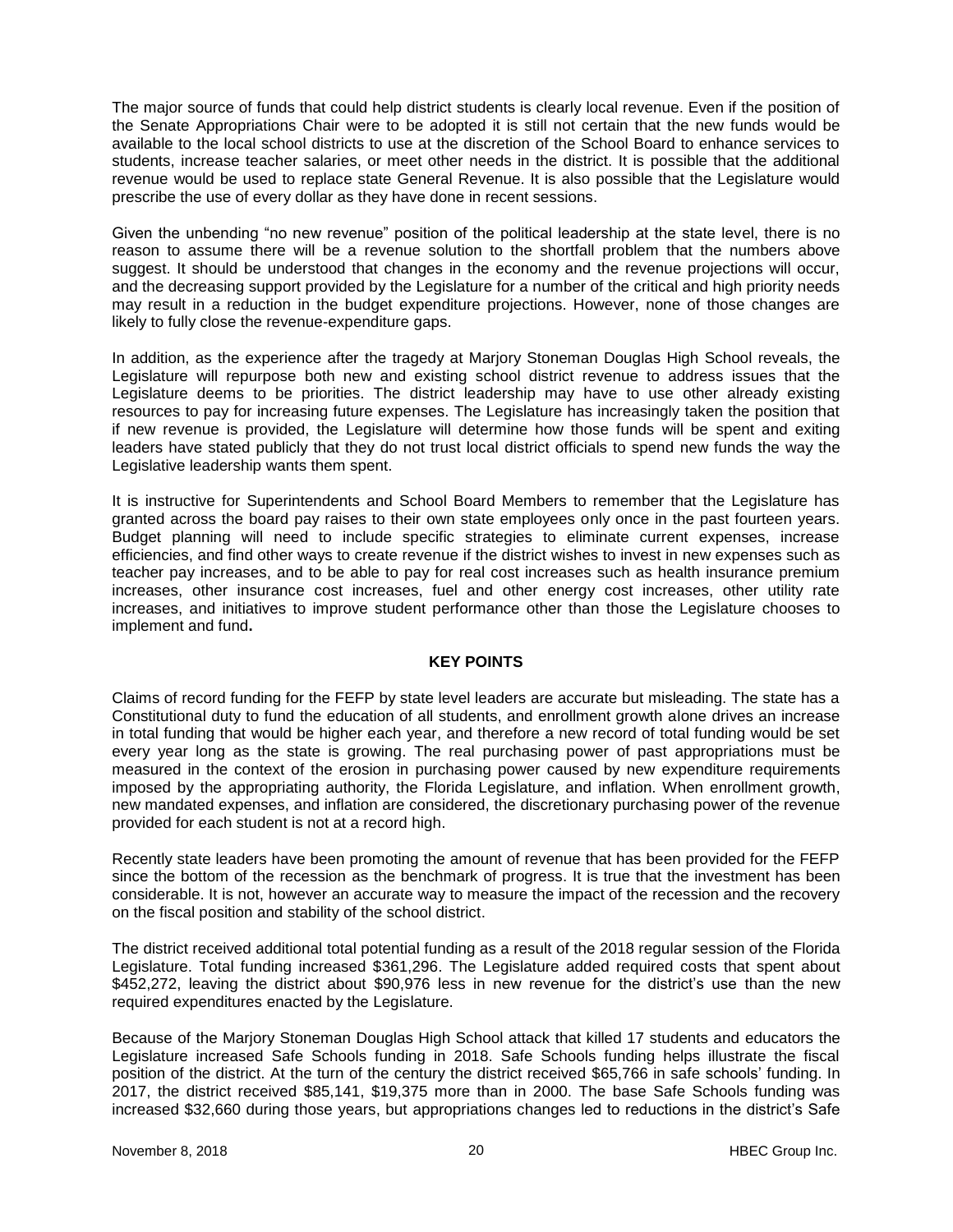The major source of funds that could help district students is clearly local revenue. Even if the position of the Senate Appropriations Chair were to be adopted it is still not certain that the new funds would be available to the local school districts to use at the discretion of the School Board to enhance services to students, increase teacher salaries, or meet other needs in the district. It is possible that the additional revenue would be used to replace state General Revenue. It is also possible that the Legislature would prescribe the use of every dollar as they have done in recent sessions.

Given the unbending "no new revenue" position of the political leadership at the state level, there is no reason to assume there will be a revenue solution to the shortfall problem that the numbers above suggest. It should be understood that changes in the economy and the revenue projections will occur, and the decreasing support provided by the Legislature for a number of the critical and high priority needs may result in a reduction in the budget expenditure projections. However, none of those changes are likely to fully close the revenue-expenditure gaps.

In addition, as the experience after the tragedy at Marjory Stoneman Douglas High School reveals, the Legislature will repurpose both new and existing school district revenue to address issues that the Legislature deems to be priorities. The district leadership may have to use other already existing resources to pay for increasing future expenses. The Legislature has increasingly taken the position that if new revenue is provided, the Legislature will determine how those funds will be spent and exiting leaders have stated publicly that they do not trust local district officials to spend new funds the way the Legislative leadership wants them spent.

It is instructive for Superintendents and School Board Members to remember that the Legislature has granted across the board pay raises to their own state employees only once in the past fourteen years. Budget planning will need to include specific strategies to eliminate current expenses, increase efficiencies, and find other ways to create revenue if the district wishes to invest in new expenses such as teacher pay increases, and to be able to pay for real cost increases such as health insurance premium increases, other insurance cost increases, fuel and other energy cost increases, other utility rate increases, and initiatives to improve student performance other than those the Legislature chooses to implement and fund.

## KEY POINTS

Claims of record funding for the FEFP by state level leaders are accurate but misleading. The state has a Constitutional duty to fund the education of all students, and enrollment growth alone drives an increase in total funding that would be higher each year, and therefore a new record of total funding would be set every year long as the state is growing. The real purchasing power of past appropriations must be measured in the context of the erosion in purchasing power caused by new expenditure requirements imposed by the appropriating authority, the Florida Legislature, and inflation. When enrollment growth, new mandated expenses, and inflation are considered, the discretionary purchasing power of the revenue provided for each student is not at a record high.

Recently state leaders have been promoting the amount of revenue that has been provided for the FEFP since the bottom of the recession as the benchmark of progress. It is true that the investment has been considerable. It is not, however an accurate way to measure the impact of the recession and the recovery on the fiscal position and stability of the school district.

The district received additional total potential funding as a result of the 2018 regular session of the Florida Legislature. Total funding increased $361,296. The Legislature added required costs that spent about $452,272, leaving the district about $90,976 less in new revenue for the district's use than the new required expenditures enacted by the Legislature.

Because of the Marjory Stoneman Douglas High School attack that killed 17 students and educators the Legislature increased Safe Schools funding in 2018. Safe Schools funding helps illustrate the fiscal position of the district. At the turn of the century the district received $65,766 in safe schools' funding. In 2017, the district received $85,141, $19,375 more than in 2000. The base Safe Schools funding was increased $32,660 during those years, but appropriations changes led to reductions in the district's Safe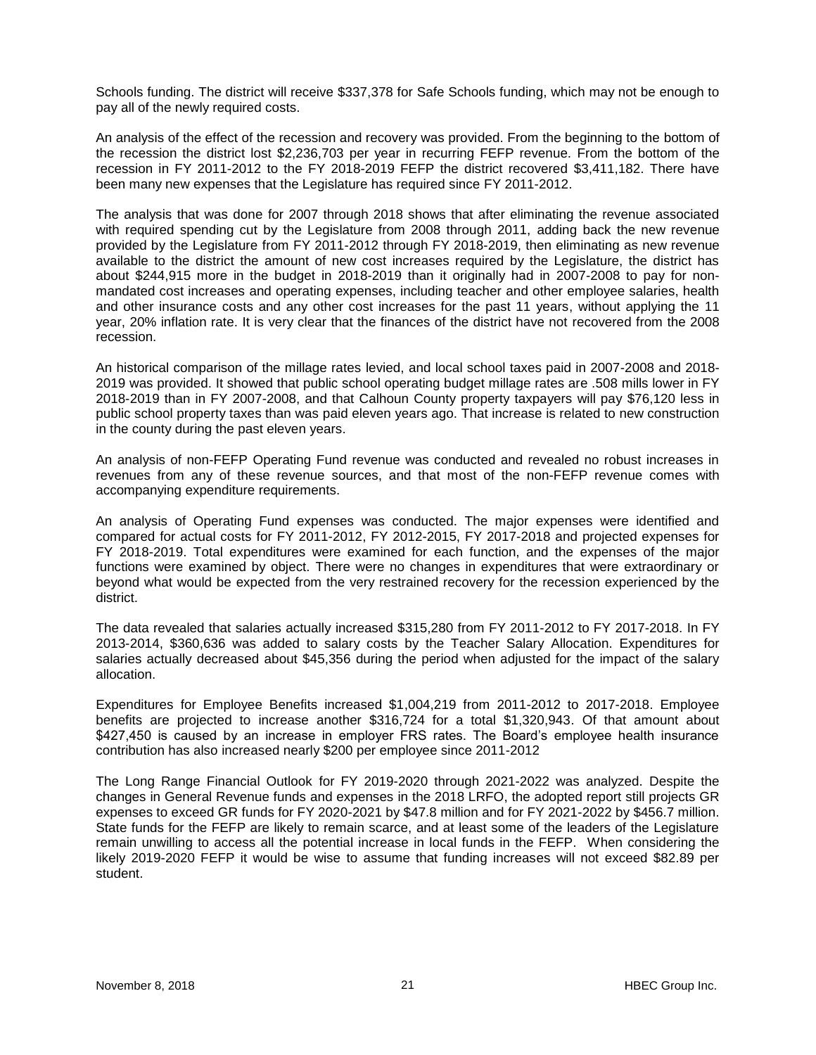Schools funding. The district will receive $337,378 for Safe Schools funding, which may not be enough to pay all of the newly required costs.

An analysis of the effect of the recession and recovery was provided. From the beginning to the bottom of the recession the district lost $2,236,703 per year in recurring FEFP revenue. From the bottom of the recession in FY 2011-2012 to the FY 2018-2019 FEFP the district recovered $3,411,182. There have been many new expenses that the Legislature has required since FY 2011-2012.

The analysis that was done for 2007 through 2018 shows that after eliminating the revenue associated with required spending cut by the Legislature from 2008 through 2011, adding back the new revenue provided by the Legislature from FY 2011-2012 through FY 2018-2019, then eliminating as new revenue available to the district the amount of new cost increases required by the Legislature, the district has about $244,915 more in the budget in 2018-2019 than it originally had in 2007-2008 to pay for non-mandated cost increases and operating expenses, including teacher and other employee salaries, health and other insurance costs and any other cost increases for the past 11 years, without applying the 11 year, 20% inflation rate. It is very clear that the finances of the district have not recovered from the 2008 recession.

An historical comparison of the millage rates levied, and local school taxes paid in 2007-2008 and 2018-2019 was provided. It showed that public school operating budget millage rates are .508 mills lower in FY 2018-2019 than in FY 2007-2008, and that Calhoun County property taxpayers will pay $76,120 less in public school property taxes than was paid eleven years ago. That increase is related to new construction in the county during the past eleven years.

An analysis of non-FEFP Operating Fund revenue was conducted and revealed no robust increases in revenues from any of these revenue sources, and that most of the non-FEFP revenue comes with accompanying expenditure requirements.

An analysis of Operating Fund expenses was conducted. The major expenses were identified and compared for actual costs for FY 2011-2012, FY 2012-2015, FY 2017-2018 and projected expenses for FY 2018-2019. Total expenditures were examined for each function, and the expenses of the major functions were examined by object. There were no changes in expenditures that were extraordinary or beyond what would be expected from the very restrained recovery for the recession experienced by the district.

The data revealed that salaries actually increased $315,280 from FY 2011-2012 to FY 2017-2018. In FY 2013-2014, $360,636 was added to salary costs by the Teacher Salary Allocation. Expenditures for salaries actually decreased about $45,356 during the period when adjusted for the impact of the salary allocation.

Expenditures for Employee Benefits increased $1,004,219 from 2011-2012 to 2017-2018. Employee benefits are projected to increase another $316,724 for a total $1,320,943. Of that amount about $427,450 is caused by an increase in employer FRS rates. The Board's employee health insurance contribution has also increased nearly $200 per employee since 2011-2012

The Long Range Financial Outlook for FY 2019-2020 through 2021-2022 was analyzed. Despite the changes in General Revenue funds and expenses in the 2018 LRFO, the adopted report still projects GR expenses to exceed GR funds for FY 2020-2021 by $47.8 million and for FY 2021-2022 by $456.7 million. State funds for the FEFP are likely to remain scarce, and at least some of the leaders of the Legislature remain unwilling to access all the potential increase in local funds in the FEFP. When considering the likely 2019-2020 FEFP it would be wise to assume that funding increases will not exceed $82.89 per student.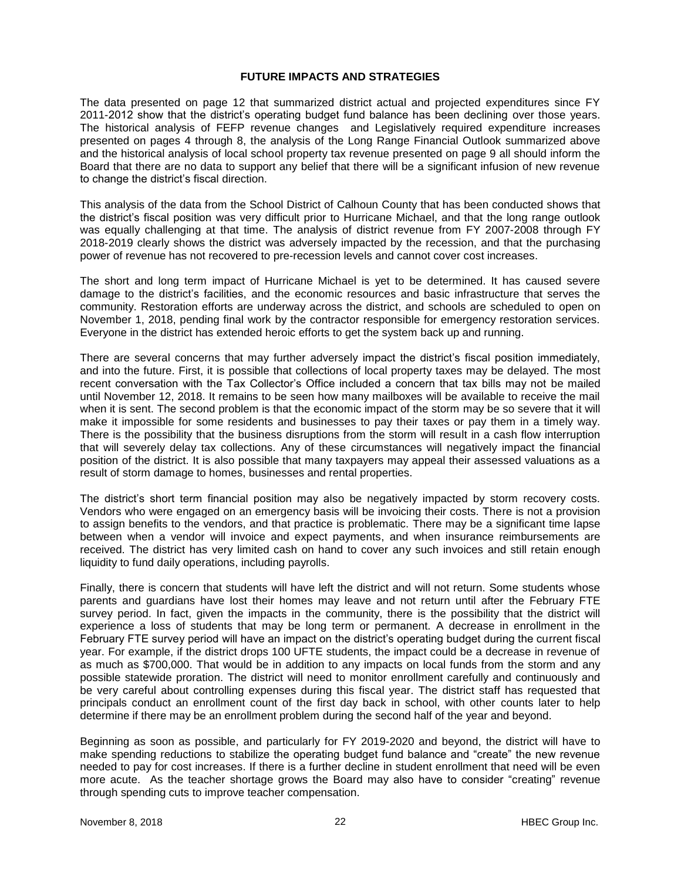## FUTURE IMPACTS AND STRATEGIES

The data presented on page 12 that summarized district actual and projected expenditures since FY 2011-2012 show that the district's operating budget fund balance has been declining over those years. The historical analysis of FEFP revenue changes and Legislatively required expenditure increases presented on pages 4 through 8, the analysis of the Long Range Financial Outlook summarized above and the historical analysis of local school property tax revenue presented on page 9 all should inform the Board that there are no data to support any belief that there will be a significant infusion of new revenue to change the district's fiscal direction.

This analysis of the data from the School District of Calhoun County that has been conducted shows that the district's fiscal position was very difficult prior to Hurricane Michael, and that the long range outlook was equally challenging at that time. The analysis of district revenue from FY 2007-2008 through FY 2018-2019 clearly shows the district was adversely impacted by the recession, and that the purchasing power of revenue has not recovered to pre-recession levels and cannot cover cost increases.

The short and long term impact of Hurricane Michael is yet to be determined. It has caused severe damage to the district's facilities, and the economic resources and basic infrastructure that serves the community. Restoration efforts are underway across the district, and schools are scheduled to open on November 1, 2018, pending final work by the contractor responsible for emergency restoration services. Everyone in the district has extended heroic efforts to get the system back up and running.

There are several concerns that may further adversely impact the district's fiscal position immediately, and into the future. First, it is possible that collections of local property taxes may be delayed. The most recent conversation with the Tax Collector's Office included a concern that tax bills may not be mailed until November 12, 2018. It remains to be seen how many mailboxes will be available to receive the mail when it is sent. The second problem is that the economic impact of the storm may be so severe that it will make it impossible for some residents and businesses to pay their taxes or pay them in a timely way. There is the possibility that the business disruptions from the storm will result in a cash flow interruption that will severely delay tax collections. Any of these circumstances will negatively impact the financial position of the district. It is also possible that many taxpayers may appeal their assessed valuations as a result of storm damage to homes, businesses and rental properties.

The district's short term financial position may also be negatively impacted by storm recovery costs. Vendors who were engaged on an emergency basis will be invoicing their costs. There is not a provision to assign benefits to the vendors, and that practice is problematic. There may be a significant time lapse between when a vendor will invoice and expect payments, and when insurance reimbursements are received. The district has very limited cash on hand to cover any such invoices and still retain enough liquidity to fund daily operations, including payrolls.

Finally, there is concern that students will have left the district and will not return. Some students whose parents and guardians have lost their homes may leave and not return until after the February FTE survey period. In fact, given the impacts in the community, there is the possibility that the district will experience a loss of students that may be long term or permanent. A decrease in enrollment in the February FTE survey period will have an impact on the district's operating budget during the current fiscal year. For example, if the district drops 100 UFTE students, the impact could be a decrease in revenue of as much as $700,000. That would be in addition to any impacts on local funds from the storm and any possible statewide proration. The district will need to monitor enrollment carefully and continuously and be very careful about controlling expenses during this fiscal year. The district staff has requested that principals conduct an enrollment count of the first day back in school, with other counts later to help determine if there may be an enrollment problem during the second half of the year and beyond.

Beginning as soon as possible, and particularly for FY 2019-2020 and beyond, the district will have to make spending reductions to stabilize the operating budget fund balance and "create" the new revenue needed to pay for cost increases. If there is a further decline in student enrollment that need will be even more acute. As the teacher shortage grows the Board may also have to consider "creating" revenue through spending cuts to improve teacher compensation.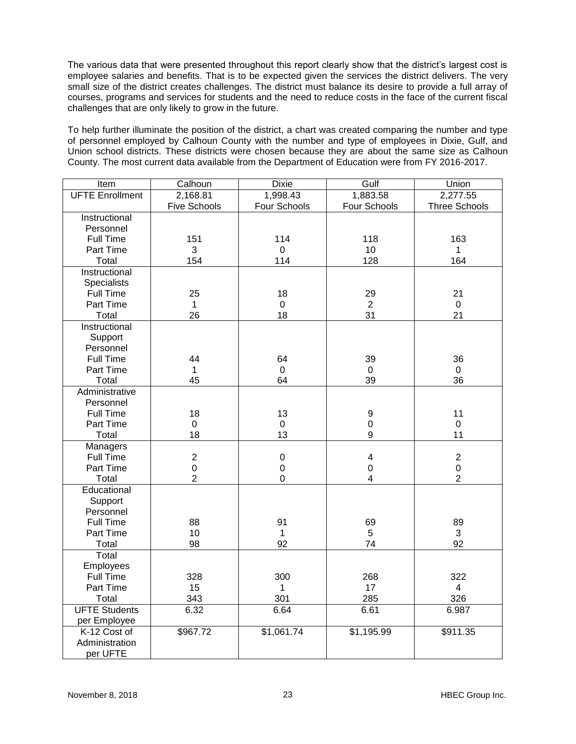The various data that were presented throughout this report clearly show that the district's largest cost is employee salaries and benefits. That is to be expected given the services the district delivers. The very small size of the district creates challenges. The district must balance its desire to provide a full array of courses, programs and services for students and the need to reduce costs in the face of the current fiscal challenges that are only likely to grow in the future.

To help further illuminate the position of the district, a chart was created comparing the number and type of personnel employed by Calhoun County with the number and type of employees in Dixie, Gulf, and Union school districts. These districts were chosen because they are about the same size as Calhoun County. The most current data available from the Department of Education were from FY 2016-2017.

| Item | Calhoun | Dixie | Gulf | Union |
|---|---|---|---|---|
| UFTE Enrollment | 2,168.81 Five Schools | 1,998.43 Four Schools | 1,883.58 Four Schools | 2,277.55 Three Schools |
| **Instructional Personnel** | | | | |
| Full Time | 151 | 114 | 118 | 163 |
| Part Time | 3 | 0 | 10 | 1 |
| Total | 154 | 114 | 128 | 164 |
| **Instructional Specialists** | | | | |
| Full Time | 25 | 18 | 29 | 21 |
| Part Time | 1 | 0 | 2 | 0 |
| Total | 26 | 18 | 31 | 21 |
| **Instructional Support Personnel** | | | | |
| Full Time | 44 | 64 | 39 | 36 |
| Part Time | 1 | 0 | 0 | 0 |
| Total | 45 | 64 | 39 | 36 |
| **Administrative Personnel** | | | | |
| Full Time | 18 | 13 | 9 | 11 |
| Part Time | 0 | 0 | 0 | 0 |
| Total | 18 | 13 | 9 | 11 |
| **Managers** | | | | |
| Full Time | 2 | 0 | 4 | 2 |
| Part Time | 0 | 0 | 0 | 0 |
| Total | 2 | 0 | 4 | 2 |
| **Educational Support Personnel** | | | | |
| Full Time | 88 | 91 | 69 | 89 |
| Part Time | 10 | 1 | 5 | 3 |
| Total | 98 | 92 | 74 | 92 |
| **Total Employees** | | | | |
| Full Time | 328 | 300 | 268 | 322 |
| Part Time | 15 | 1 | 17 | 4 |
| Total | 343 | 301 | 285 | 326 |
| UFTE Students per Employee | 6.32 | 6.64 | 6.61 | 6.987 |
| K-12 Cost of Administration per UFTE | $967.72 | $1,061.74 | $1,195.99 | $911.35 |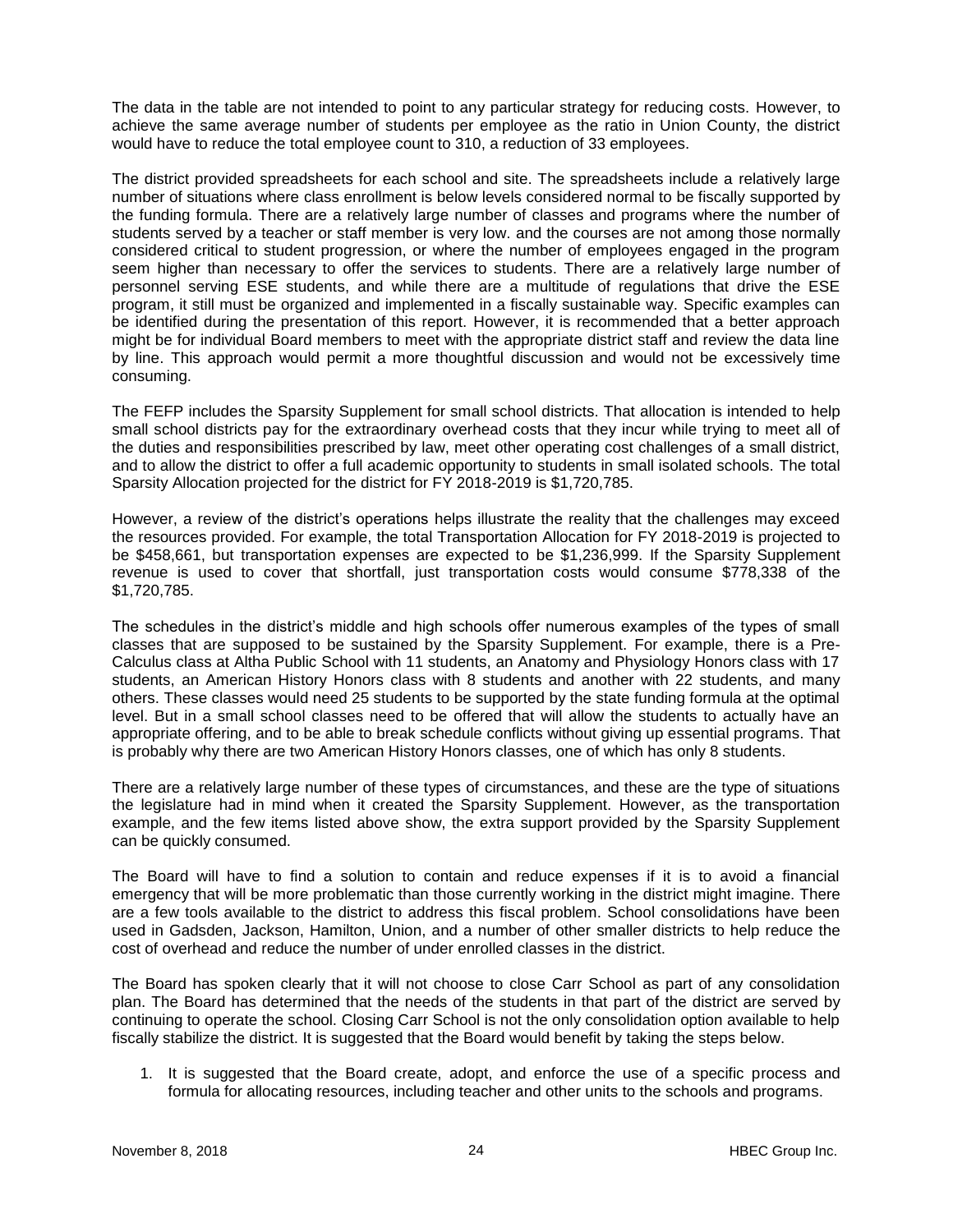The data in the table are not intended to point to any particular strategy for reducing costs. However, to achieve the same average number of students per employee as the ratio in Union County, the district would have to reduce the total employee count to 310, a reduction of 33 employees.

The district provided spreadsheets for each school and site. The spreadsheets include a relatively large number of situations where class enrollment is below levels considered normal to be fiscally supported by the funding formula. There are a relatively large number of classes and programs where the number of students served by a teacher or staff member is very low. and the courses are not among those normally considered critical to student progression, or where the number of employees engaged in the program seem higher than necessary to offer the services to students. There are a relatively large number of personnel serving ESE students, and while there are a multitude of regulations that drive the ESE program, it still must be organized and implemented in a fiscally sustainable way. Specific examples can be identified during the presentation of this report. However, it is recommended that a better approach might be for individual Board members to meet with the appropriate district staff and review the data line by line. This approach would permit a more thoughtful discussion and would not be excessively time consuming.

The FEFP includes the Sparsity Supplement for small school districts. That allocation is intended to help small school districts pay for the extraordinary overhead costs that they incur while trying to meet all of the duties and responsibilities prescribed by law, meet other operating cost challenges of a small district, and to allow the district to offer a full academic opportunity to students in small isolated schools. The total Sparsity Allocation projected for the district for FY 2018-2019 is $1,720,785.

However, a review of the district's operations helps illustrate the reality that the challenges may exceed the resources provided. For example, the total Transportation Allocation for FY 2018-2019 is projected to be $458,661, but transportation expenses are expected to be $1,236,999. If the Sparsity Supplement revenue is used to cover that shortfall, just transportation costs would consume $778,338 of the $1,720,785.

The schedules in the district's middle and high schools offer numerous examples of the types of small classes that are supposed to be sustained by the Sparsity Supplement. For example, there is a Pre-Calculus class at Altha Public School with 11 students, an Anatomy and Physiology Honors class with 17 students, an American History Honors class with 8 students and another with 22 students, and many others. These classes would need 25 students to be supported by the state funding formula at the optimal level. But in a small school classes need to be offered that will allow the students to actually have an appropriate offering, and to be able to break schedule conflicts without giving up essential programs. That is probably why there are two American History Honors classes, one of which has only 8 students.

There are a relatively large number of these types of circumstances, and these are the type of situations the legislature had in mind when it created the Sparsity Supplement. However, as the transportation example, and the few items listed above show, the extra support provided by the Sparsity Supplement can be quickly consumed.

The Board will have to find a solution to contain and reduce expenses if it is to avoid a financial emergency that will be more problematic than those currently working in the district might imagine. There are a few tools available to the district to address this fiscal problem. School consolidations have been used in Gadsden, Jackson, Hamilton, Union, and a number of other smaller districts to help reduce the cost of overhead and reduce the number of under enrolled classes in the district.

The Board has spoken clearly that it will not choose to close Carr School as part of any consolidation plan. The Board has determined that the needs of the students in that part of the district are served by continuing to operate the school. Closing Carr School is not the only consolidation option available to help fiscally stabilize the district. It is suggested that the Board would benefit by taking the steps below.

1. It is suggested that the Board create, adopt, and enforce the use of a specific process and formula for allocating resources, including teacher and other units to the schools and programs.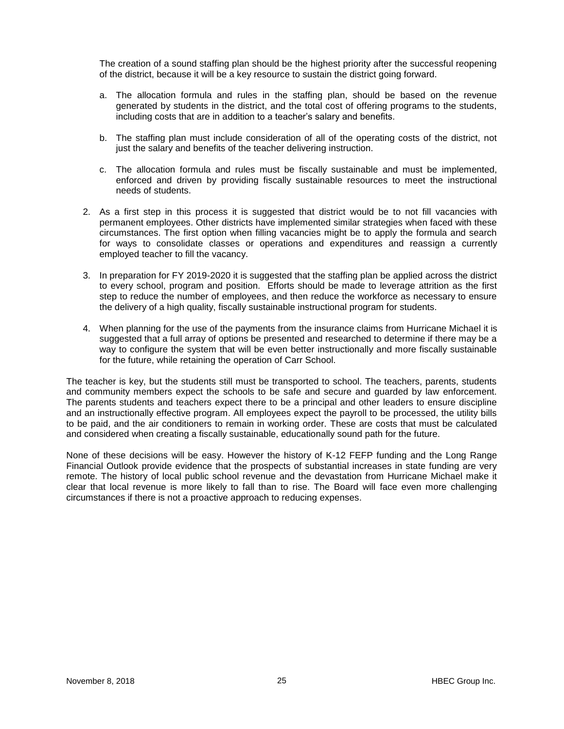The creation of a sound staffing plan should be the highest priority after the successful reopening of the district, because it will be a key resource to sustain the district going forward.

a. The allocation formula and rules in the staffing plan, should be based on the revenue generated by students in the district, and the total cost of offering programs to the students, including costs that are in addition to a teacher's salary and benefits.

b. The staffing plan must include consideration of all of the operating costs of the district, not just the salary and benefits of the teacher delivering instruction.

c. The allocation formula and rules must be fiscally sustainable and must be implemented, enforced and driven by providing fiscally sustainable resources to meet the instructional needs of students.

2. As a first step in this process it is suggested that district would be to not fill vacancies with permanent employees. Other districts have implemented similar strategies when faced with these circumstances. The first option when filling vacancies might be to apply the formula and search for ways to consolidate classes or operations and expenditures and reassign a currently employed teacher to fill the vacancy.

3. In preparation for FY 2019-2020 it is suggested that the staffing plan be applied across the district to every school, program and position. Efforts should be made to leverage attrition as the first step to reduce the number of employees, and then reduce the workforce as necessary to ensure the delivery of a high quality, fiscally sustainable instructional program for students.

4. When planning for the use of the payments from the insurance claims from Hurricane Michael it is suggested that a full array of options be presented and researched to determine if there may be a way to configure the system that will be even better instructionally and more fiscally sustainable for the future, while retaining the operation of Carr School.

The teacher is key, but the students still must be transported to school. The teachers, parents, students and community members expect the schools to be safe and secure and guarded by law enforcement. The parents students and teachers expect there to be a principal and other leaders to ensure discipline and an instructionally effective program. All employees expect the payroll to be processed, the utility bills to be paid, and the air conditioners to remain in working order. These are costs that must be calculated and considered when creating a fiscally sustainable, educationally sound path for the future.

None of these decisions will be easy. However the history of K-12 FEFP funding and the Long Range Financial Outlook provide evidence that the prospects of substantial increases in state funding are very remote. The history of local public school revenue and the devastation from Hurricane Michael make it clear that local revenue is more likely to fall than to rise. The Board will face even more challenging circumstances if there is not a proactive approach to reducing expenses.